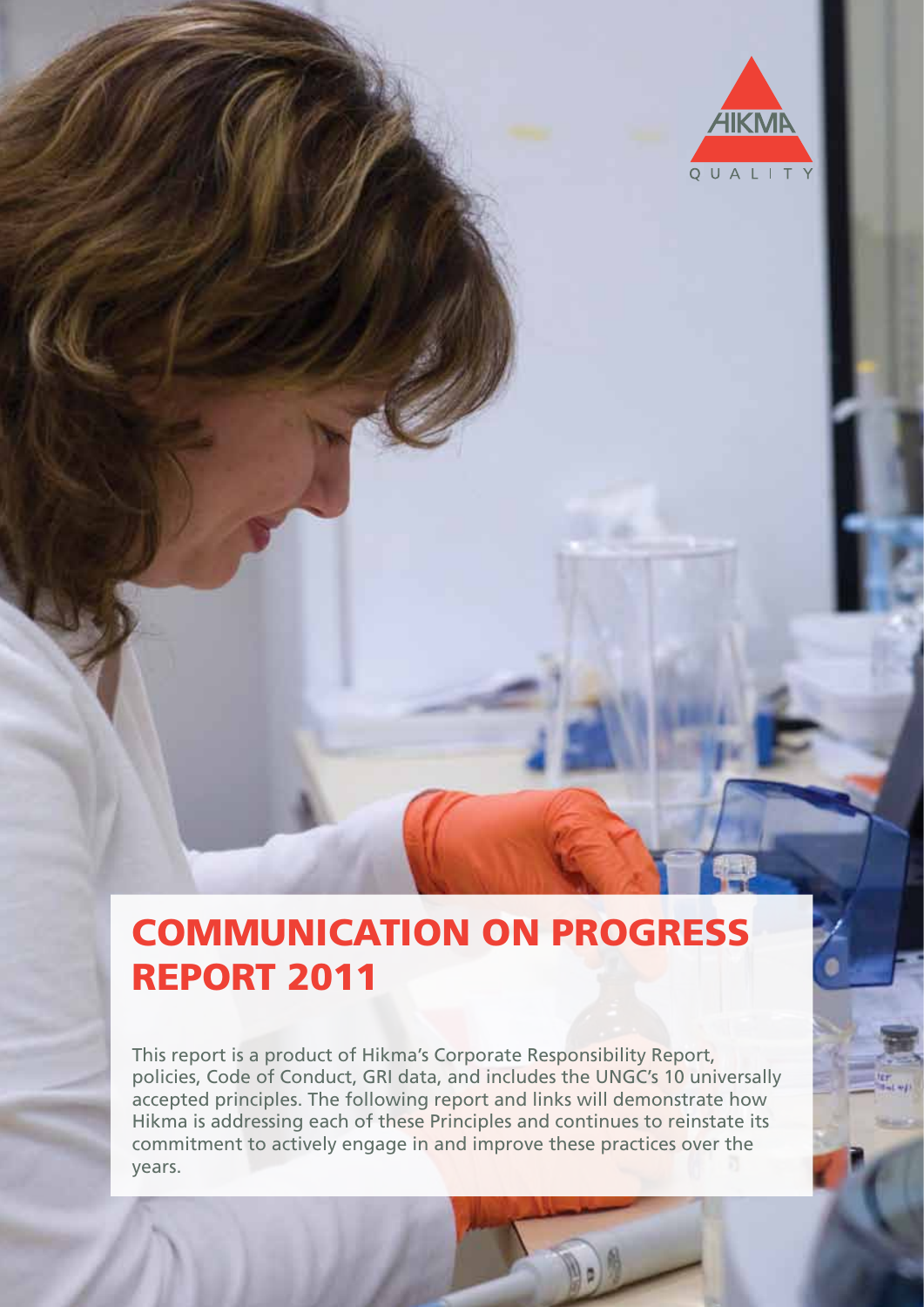# COMMUNICATION ON PROGRESS REPORT 2011

This report is a product of Hikma's Corporate Responsibility Report, policies, Code of Conduct, GRI data, and includes the UNGC's 10 universally accepted principles. The following report and links will demonstrate how Hikma is addressing each of these Principles and continues to reinstate its commitment to actively engage in and improve these practices over the years.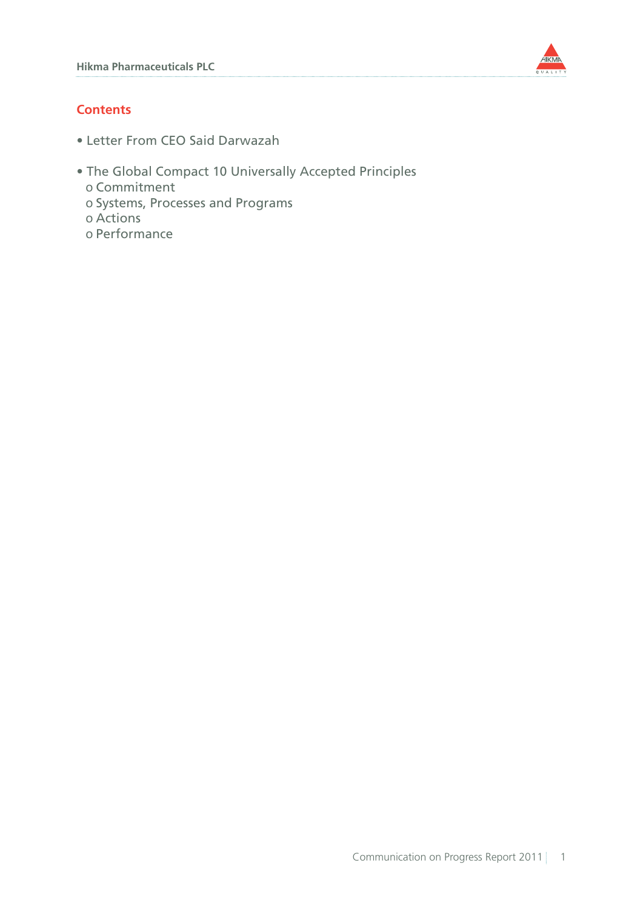## Contents

- Letter From CEO Said Darwazah
- The Global Compact 10 Universally Accepted Principles
  - Commitment
  - Systems, Processes and Programs
  - Actions
  - Performance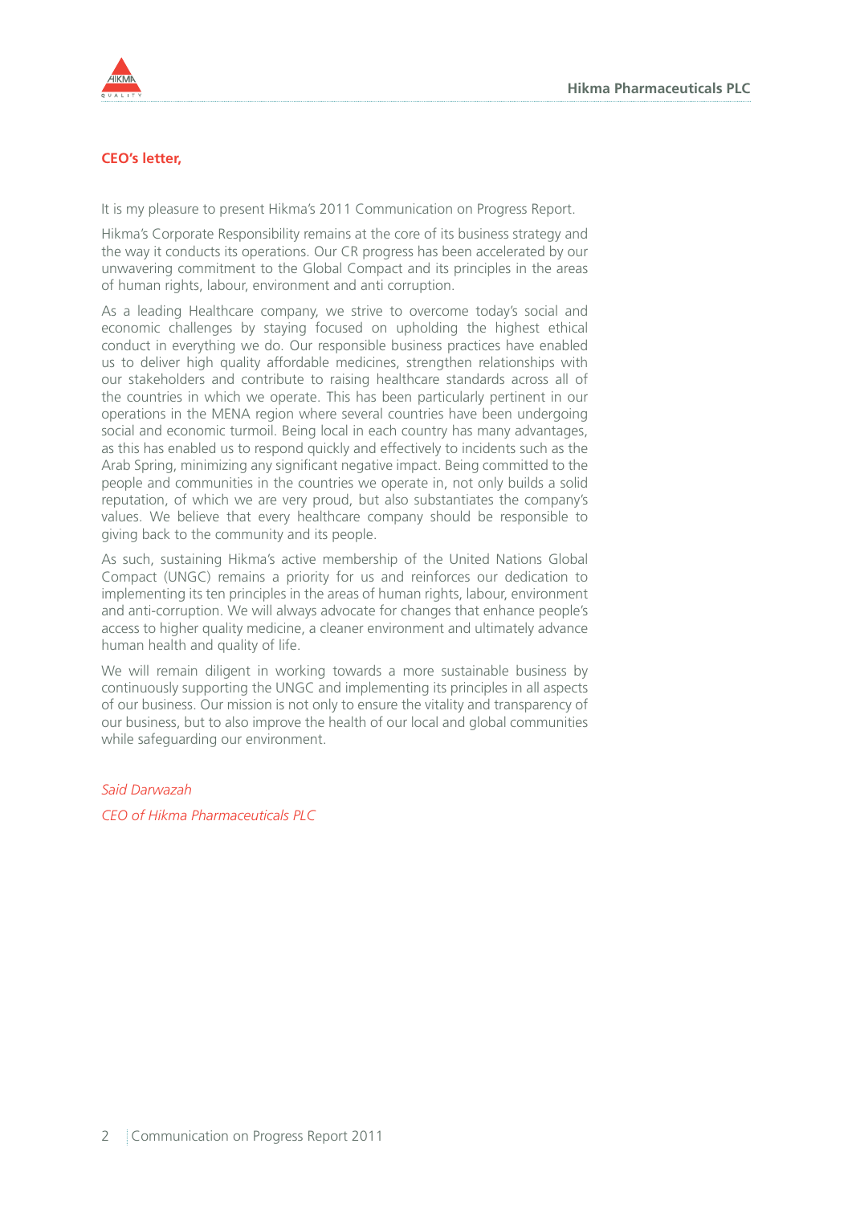## CEO's letter,

It is my pleasure to present Hikma's 2011 Communication on Progress Report.

Hikma's Corporate Responsibility remains at the core of its business strategy and the way it conducts its operations. Our CR progress has been accelerated by our unwavering commitment to the Global Compact and its principles in the areas of human rights, labour, environment and anti corruption.

As a leading Healthcare company, we strive to overcome today's social and economic challenges by staying focused on upholding the highest ethical conduct in everything we do. Our responsible business practices have enabled us to deliver high quality affordable medicines, strengthen relationships with our stakeholders and contribute to raising healthcare standards across all of the countries in which we operate. This has been particularly pertinent in our operations in the MENA region where several countries have been undergoing social and economic turmoil. Being local in each country has many advantages, as this has enabled us to respond quickly and effectively to incidents such as the Arab Spring, minimizing any significant negative impact. Being committed to the people and communities in the countries we operate in, not only builds a solid reputation, of which we are very proud, but also substantiates the company's values. We believe that every healthcare company should be responsible to giving back to the community and its people.

As such, sustaining Hikma's active membership of the United Nations Global Compact (UNGC) remains a priority for us and reinforces our dedication to implementing its ten principles in the areas of human rights, labour, environment and anti-corruption. We will always advocate for changes that enhance people's access to higher quality medicine, a cleaner environment and ultimately advance human health and quality of life.

We will remain diligent in working towards a more sustainable business by continuously supporting the UNGC and implementing its principles in all aspects of our business. Our mission is not only to ensure the vitality and transparency of our business, but to also improve the health of our local and global communities while safeguarding our environment.

*Said Darwazah*

*CEO of Hikma Pharmaceuticals PLC*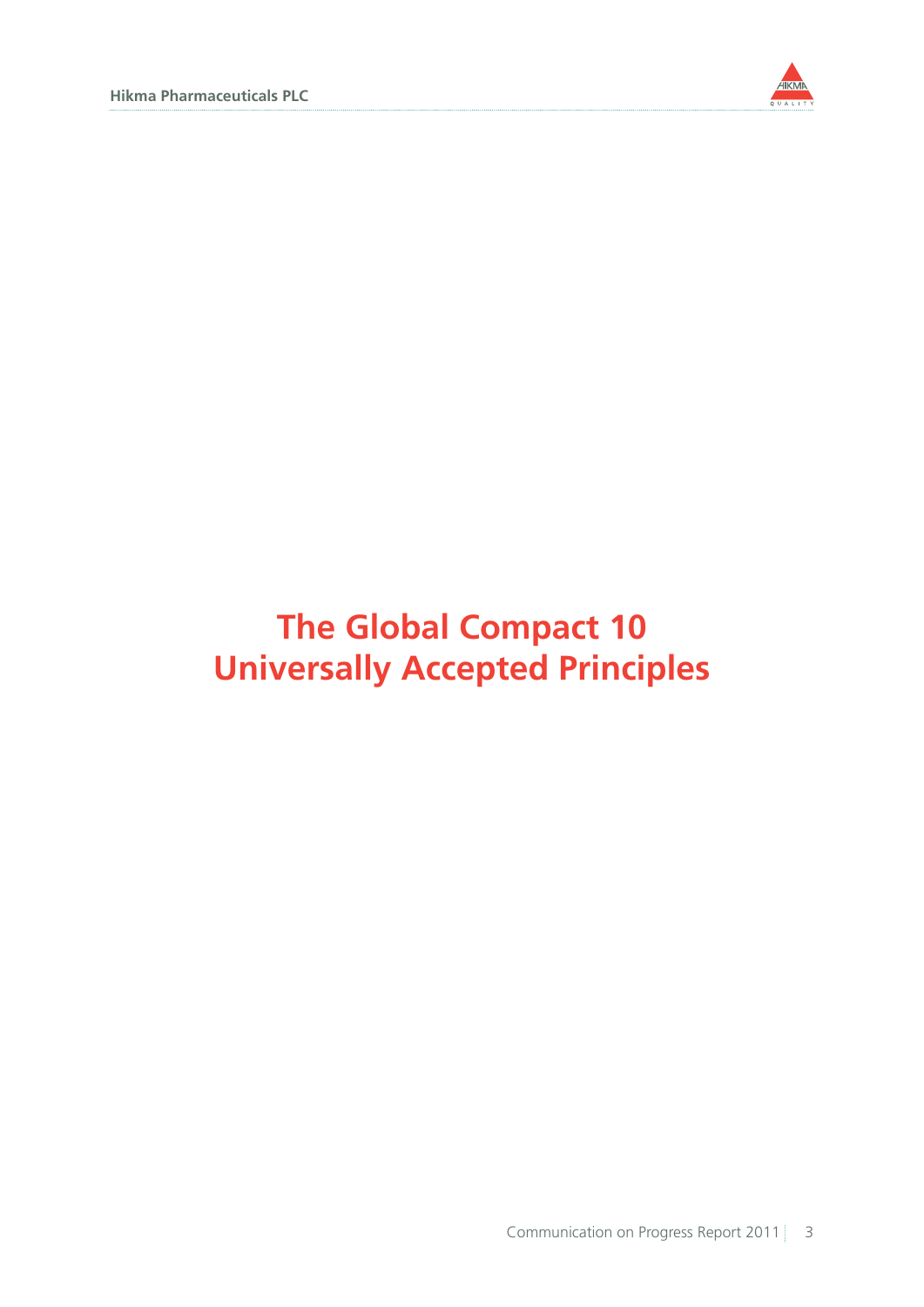# The Global Compact 10 Universally Accepted Principles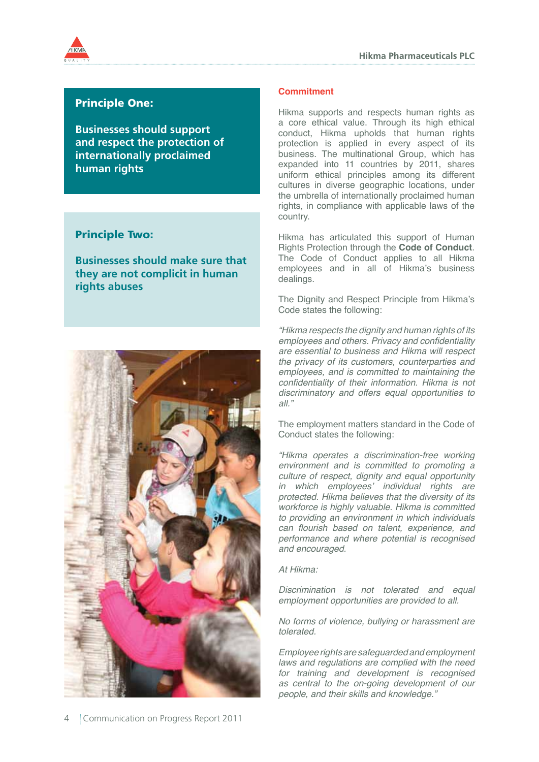## Principle One:

**Businesses should support and respect the protection of internationally proclaimed human rights**

## Principle Two:

**Businesses should make sure that they are not complicit in human rights abuses**

### Commitment

Hikma supports and respects human rights as a core ethical value. Through its high ethical conduct, Hikma upholds that human rights protection is applied in every aspect of its business. The multinational Group, which has expanded into 11 countries by 2011, shares uniform ethical principles among its different cultures in diverse geographic locations, under the umbrella of internationally proclaimed human rights, in compliance with applicable laws of the country.

Hikma has articulated this support of Human Rights Protection through the **Code of Conduct**. The Code of Conduct applies to all Hikma employees and in all of Hikma's business dealings.

The Dignity and Respect Principle from Hikma's Code states the following:

*"Hikma respects the dignity and human rights of its employees and others. Privacy and confidentiality are essential to business and Hikma will respect the privacy of its customers, counterparties and employees, and is committed to maintaining the confidentiality of their information. Hikma is not discriminatory and offers equal opportunities to all."*

The employment matters standard in the Code of Conduct states the following:

*"Hikma operates a discrimination-free working environment and is committed to promoting a culture of respect, dignity and equal opportunity in which employees' individual rights are protected. Hikma believes that the diversity of its workforce is highly valuable. Hikma is committed to providing an environment in which individuals can flourish based on talent, experience, and performance and where potential is recognised and encouraged.*

*At Hikma:*

*Discrimination is not tolerated and equal employment opportunities are provided to all.*

*No forms of violence, bullying or harassment are tolerated.*

*Employee rights are safeguarded and employment laws and regulations are complied with the need for training and development is recognised as central to the on-going development of our people, and their skills and knowledge."*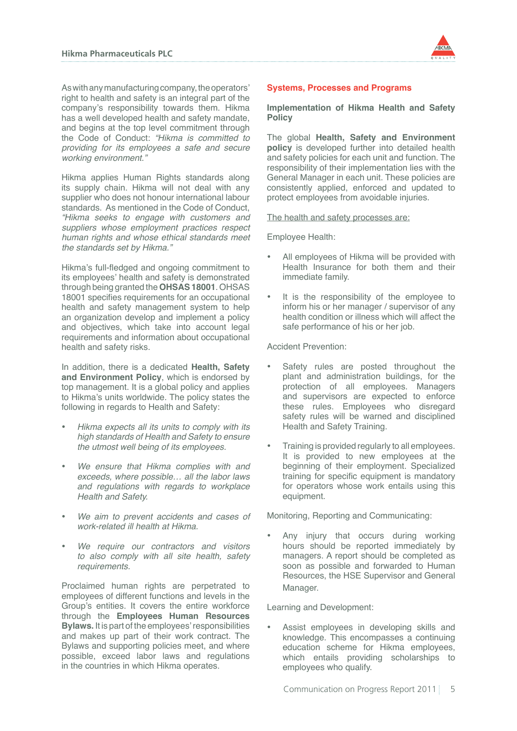As with any manufacturing company, the operators' right to health and safety is an integral part of the company's responsibility towards them. Hikma has a well developed health and safety mandate, and begins at the top level commitment through the Code of Conduct: *"Hikma is committed to providing for its employees a safe and secure working environment."*

Hikma applies Human Rights standards along its supply chain. Hikma will not deal with any supplier who does not honour international labour standards. As mentioned in the Code of Conduct, *"Hikma seeks to engage with customers and suppliers whose employment practices respect human rights and whose ethical standards meet the standards set by Hikma."*

Hikma's full-fledged and ongoing commitment to its employees' health and safety is demonstrated through being granted the **OHSAS 18001**. OHSAS 18001 specifies requirements for an occupational health and safety management system to help an organization develop and implement a policy and objectives, which take into account legal requirements and information about occupational health and safety risks.

In addition, there is a dedicated **Health, Safety and Environment Policy**, which is endorsed by top management. It is a global policy and applies to Hikma's units worldwide. The policy states the following in regards to Health and Safety:

- *Hikma expects all its units to comply with its high standards of Health and Safety to ensure the utmost well being of its employees.*
- *We ensure that Hikma complies with and exceeds, where possible… all the labor laws and regulations with regards to workplace Health and Safety.*
- *We aim to prevent accidents and cases of work-related ill health at Hikma.*
- *We require our contractors and visitors to also comply with all site health, safety requirements.*

Proclaimed human rights are perpetrated to employees of different functions and levels in the Group's entities. It covers the entire workforce through the **Employees Human Resources Bylaws.** It is part of the employees' responsibilities and makes up part of their work contract. The Bylaws and supporting policies meet, and where possible, exceed labor laws and regulations in the countries in which Hikma operates.

## Systems, Processes and Programs

### Implementation of Hikma Health and Safety Policy

The global **Health, Safety and Environment policy** is developed further into detailed health and safety policies for each unit and function. The responsibility of their implementation lies with the General Manager in each unit. These policies are consistently applied, enforced and updated to protect employees from avoidable injuries.

<u>The health and safety processes are:</u>

Employee Health:

- All employees of Hikma will be provided with Health Insurance for both them and their immediate family.
- It is the responsibility of the employee to inform his or her manager / supervisor of any health condition or illness which will affect the safe performance of his or her job.

Accident Prevention:

- Safety rules are posted throughout the plant and administration buildings, for the protection of all employees. Managers and supervisors are expected to enforce these rules. Employees who disregard safety rules will be warned and disciplined Health and Safety Training.
- Training is provided regularly to all employees. It is provided to new employees at the beginning of their employment. Specialized training for specific equipment is mandatory for operators whose work entails using this equipment.

Monitoring, Reporting and Communicating:

- Any injury that occurs during working hours should be reported immediately by managers. A report should be completed as soon as possible and forwarded to Human Resources, the HSE Supervisor and General Manager.

Learning and Development:

- Assist employees in developing skills and knowledge. This encompasses a continuing education scheme for Hikma employees, which entails providing scholarships to employees who qualify.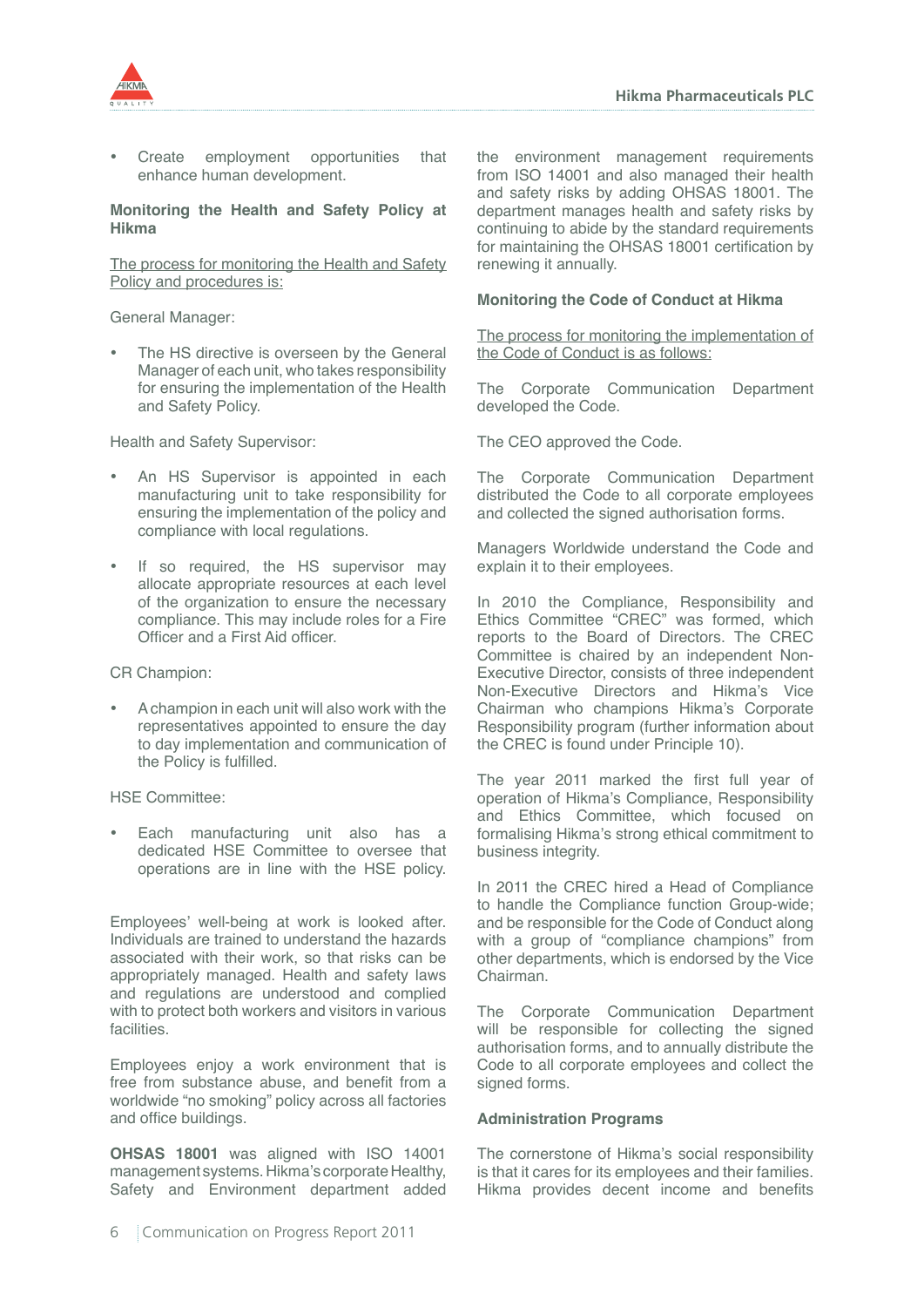- Create employment opportunities that enhance human development.

**Monitoring the Health and Safety Policy at Hikma**

The process for monitoring the Health and Safety Policy and procedures is:

General Manager:

- The HS directive is overseen by the General Manager of each unit, who takes responsibility for ensuring the implementation of the Health and Safety Policy.

Health and Safety Supervisor:

- An HS Supervisor is appointed in each manufacturing unit to take responsibility for ensuring the implementation of the policy and compliance with local regulations.

- If so required, the HS supervisor may allocate appropriate resources at each level of the organization to ensure the necessary compliance. This may include roles for a Fire Officer and a First Aid officer.

CR Champion:

- A champion in each unit will also work with the representatives appointed to ensure the day to day implementation and communication of the Policy is fulfilled.

HSE Committee:

- Each manufacturing unit also has a dedicated HSE Committee to oversee that operations are in line with the HSE policy.

Employees' well-being at work is looked after. Individuals are trained to understand the hazards associated with their work, so that risks can be appropriately managed. Health and safety laws and regulations are understood and complied with to protect both workers and visitors in various facilities.

Employees enjoy a work environment that is free from substance abuse, and benefit from a worldwide "no smoking" policy across all factories and office buildings.

**OHSAS 18001** was aligned with ISO 14001 management systems. Hikma's corporate Healthy, Safety and Environment department added the environment management requirements from ISO 14001 and also managed their health and safety risks by adding OHSAS 18001. The department manages health and safety risks by continuing to abide by the standard requirements for maintaining the OHSAS 18001 certification by renewing it annually.

**Monitoring the Code of Conduct at Hikma**

The process for monitoring the implementation of the Code of Conduct is as follows:

The Corporate Communication Department developed the Code.

The CEO approved the Code.

The Corporate Communication Department distributed the Code to all corporate employees and collected the signed authorisation forms.

Managers Worldwide understand the Code and explain it to their employees.

In 2010 the Compliance, Responsibility and Ethics Committee "CREC" was formed, which reports to the Board of Directors. The CREC Committee is chaired by an independent Non-Executive Director, consists of three independent Non-Executive Directors and Hikma's Vice Chairman who champions Hikma's Corporate Responsibility program (further information about the CREC is found under Principle 10).

The year 2011 marked the first full year of operation of Hikma's Compliance, Responsibility and Ethics Committee, which focused on formalising Hikma's strong ethical commitment to business integrity.

In 2011 the CREC hired a Head of Compliance to handle the Compliance function Group-wide; and be responsible for the Code of Conduct along with a group of "compliance champions" from other departments, which is endorsed by the Vice Chairman.

The Corporate Communication Department will be responsible for collecting the signed authorisation forms, and to annually distribute the Code to all corporate employees and collect the signed forms.

**Administration Programs**

The cornerstone of Hikma's social responsibility is that it cares for its employees and their families. Hikma provides decent income and benefits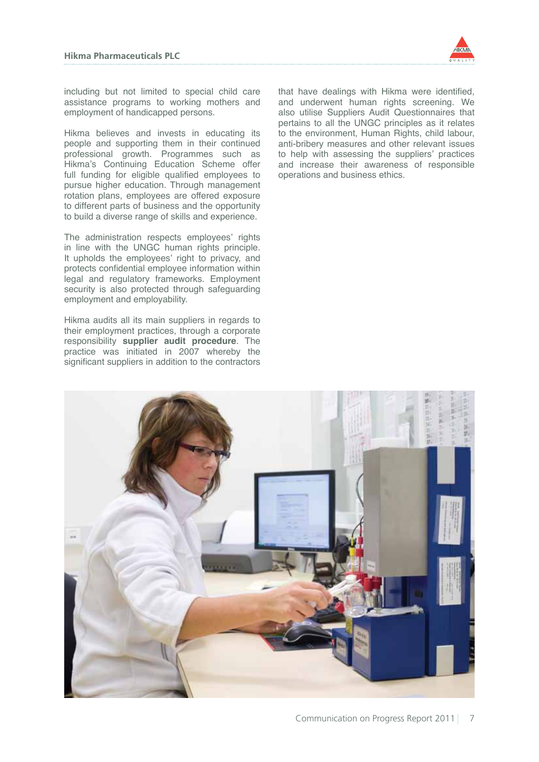including but not limited to special child care assistance programs to working mothers and employment of handicapped persons.

Hikma believes and invests in educating its people and supporting them in their continued professional growth. Programmes such as Hikma's Continuing Education Scheme offer full funding for eligible qualified employees to pursue higher education. Through management rotation plans, employees are offered exposure to different parts of business and the opportunity to build a diverse range of skills and experience.

The administration respects employees' rights in line with the UNGC human rights principle. It upholds the employees' right to privacy, and protects confidential employee information within legal and regulatory frameworks. Employment security is also protected through safeguarding employment and employability.

Hikma audits all its main suppliers in regards to their employment practices, through a corporate responsibility **supplier audit procedure**. The practice was initiated in 2007 whereby the significant suppliers in addition to the contractors that have dealings with Hikma were identified, and underwent human rights screening. We also utilise Suppliers Audit Questionnaires that pertains to all the UNGC principles as it relates to the environment, Human Rights, child labour, anti-bribery measures and other relevant issues to help with assessing the suppliers' practices and increase their awareness of responsible operations and business ethics.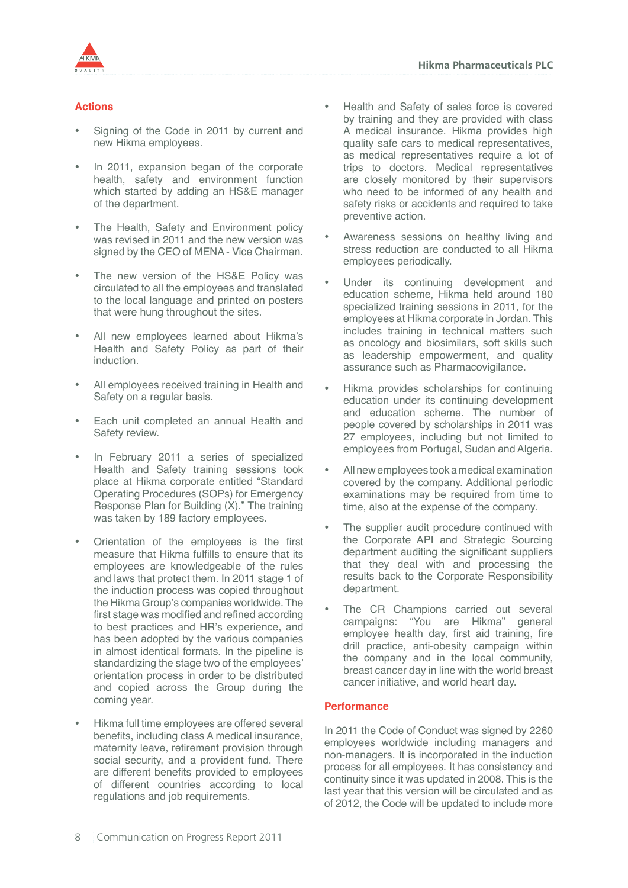## Actions

- Signing of the Code in 2011 by current and new Hikma employees.
- In 2011, expansion began of the corporate health, safety and environment function which started by adding an HS&E manager of the department.
- The Health, Safety and Environment policy was revised in 2011 and the new version was signed by the CEO of MENA - Vice Chairman.
- The new version of the HS&E Policy was circulated to all the employees and translated to the local language and printed on posters that were hung throughout the sites.
- All new employees learned about Hikma's Health and Safety Policy as part of their induction.
- All employees received training in Health and Safety on a regular basis.
- Each unit completed an annual Health and Safety review.
- In February 2011 a series of specialized Health and Safety training sessions took place at Hikma corporate entitled "Standard Operating Procedures (SOPs) for Emergency Response Plan for Building (X)." The training was taken by 189 factory employees.
- Orientation of the employees is the first measure that Hikma fulfills to ensure that its employees are knowledgeable of the rules and laws that protect them. In 2011 stage 1 of the induction process was copied throughout the Hikma Group's companies worldwide. The first stage was modified and refined according to best practices and HR's experience, and has been adopted by the various companies in almost identical formats. In the pipeline is standardizing the stage two of the employees' orientation process in order to be distributed and copied across the Group during the coming year.
- Hikma full time employees are offered several benefits, including class A medical insurance, maternity leave, retirement provision through social security, and a provident fund. There are different benefits provided to employees of different countries according to local regulations and job requirements.
- Health and Safety of sales force is covered by training and they are provided with class A medical insurance. Hikma provides high quality safe cars to medical representatives, as medical representatives require a lot of trips to doctors. Medical representatives are closely monitored by their supervisors who need to be informed of any health and safety risks or accidents and required to take preventive action.
- Awareness sessions on healthy living and stress reduction are conducted to all Hikma employees periodically.
- Under its continuing development and education scheme, Hikma held around 180 specialized training sessions in 2011, for the employees at Hikma corporate in Jordan. This includes training in technical matters such as oncology and biosimilars, soft skills such as leadership empowerment, and quality assurance such as Pharmacovigilance.
- Hikma provides scholarships for continuing education under its continuing development and education scheme. The number of people covered by scholarships in 2011 was 27 employees, including but not limited to employees from Portugal, Sudan and Algeria.
- All new employees took a medical examination covered by the company. Additional periodic examinations may be required from time to time, also at the expense of the company.
- The supplier audit procedure continued with the Corporate API and Strategic Sourcing department auditing the significant suppliers that they deal with and processing the results back to the Corporate Responsibility department.
- The CR Champions carried out several campaigns: "You are Hikma" general employee health day, first aid training, fire drill practice, anti-obesity campaign within the company and in the local community, breast cancer day in line with the world breast cancer initiative, and world heart day.

## Performance

In 2011 the Code of Conduct was signed by 2260 employees worldwide including managers and non-managers. It is incorporated in the induction process for all employees. It has consistency and continuity since it was updated in 2008. This is the last year that this version will be circulated and as of 2012, the Code will be updated to include more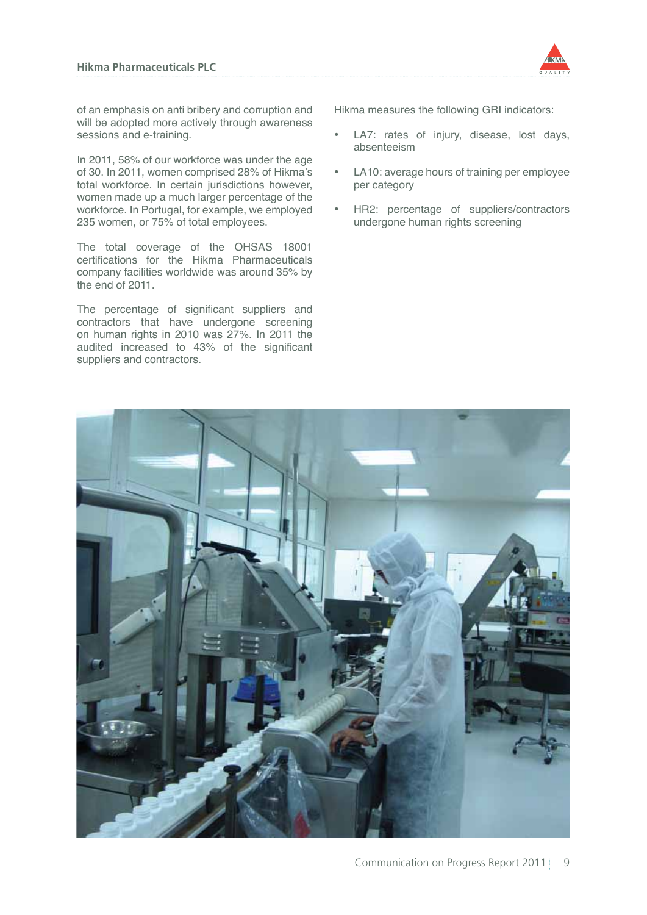of an emphasis on anti bribery and corruption and will be adopted more actively through awareness sessions and e-training.

In 2011, 58% of our workforce was under the age of 30. In 2011, women comprised 28% of Hikma's total workforce. In certain jurisdictions however, women made up a much larger percentage of the workforce. In Portugal, for example, we employed 235 women, or 75% of total employees.

The total coverage of the OHSAS 18001 certifications for the Hikma Pharmaceuticals company facilities worldwide was around 35% by the end of 2011.

The percentage of significant suppliers and contractors that have undergone screening on human rights in 2010 was 27%. In 2011 the audited increased to 43% of the significant suppliers and contractors.

Hikma measures the following GRI indicators:

- LA7: rates of injury, disease, lost days, absenteeism
- LA10: average hours of training per employee per category
- HR2: percentage of suppliers/contractors undergone human rights screening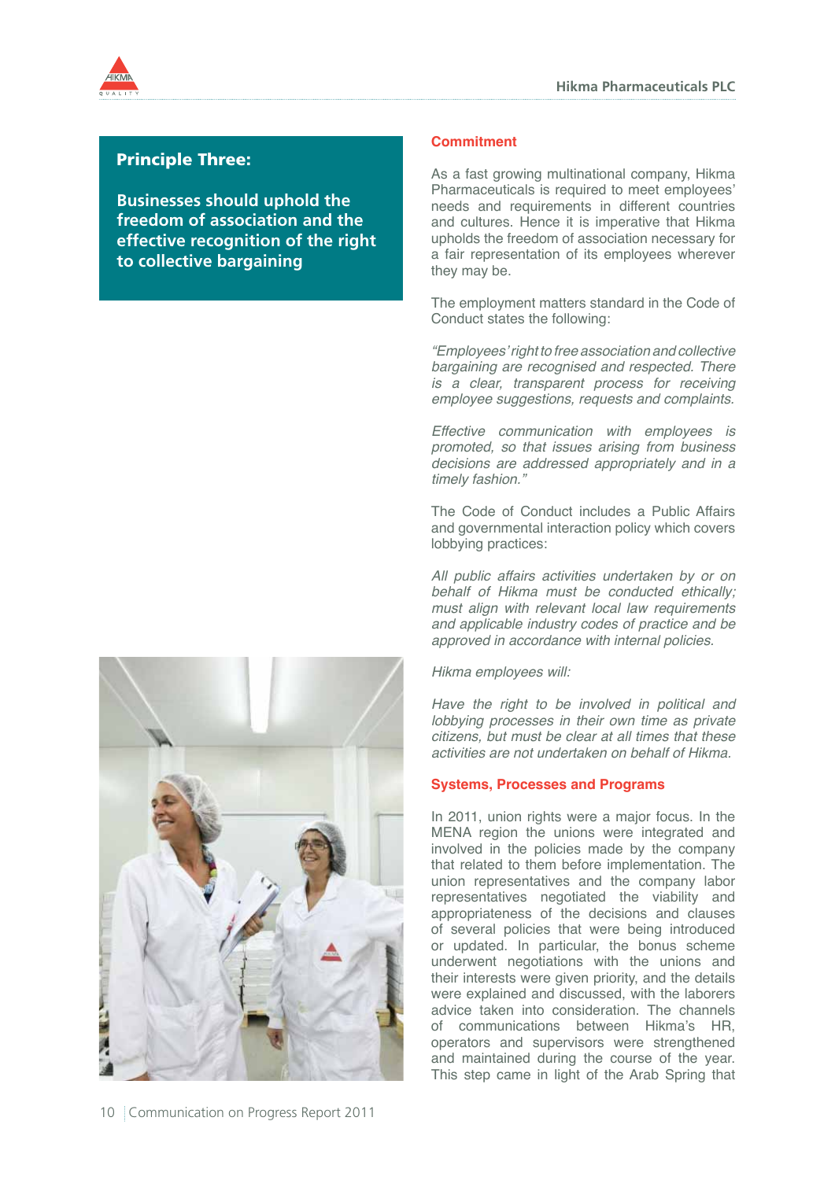## Principle Three:

**Businesses should uphold the freedom of association and the effective recognition of the right to collective bargaining**

### Commitment

As a fast growing multinational company, Hikma Pharmaceuticals is required to meet employees' needs and requirements in different countries and cultures. Hence it is imperative that Hikma upholds the freedom of association necessary for a fair representation of its employees wherever they may be.

The employment matters standard in the Code of Conduct states the following:

*"Employees' right to free association and collective bargaining are recognised and respected. There is a clear, transparent process for receiving employee suggestions, requests and complaints.*

*Effective communication with employees is promoted, so that issues arising from business decisions are addressed appropriately and in a timely fashion."*

The Code of Conduct includes a Public Affairs and governmental interaction policy which covers lobbying practices:

*All public affairs activities undertaken by or on behalf of Hikma must be conducted ethically; must align with relevant local law requirements and applicable industry codes of practice and be approved in accordance with internal policies.*

*Hikma employees will:*

*Have the right to be involved in political and lobbying processes in their own time as private citizens, but must be clear at all times that these activities are not undertaken on behalf of Hikma.*

### Systems, Processes and Programs

In 2011, union rights were a major focus. In the MENA region the unions were integrated and involved in the policies made by the company that related to them before implementation. The union representatives and the company labor representatives negotiated the viability and appropriateness of the decisions and clauses of several policies that were being introduced or updated. In particular, the bonus scheme underwent negotiations with the unions and their interests were given priority, and the details were explained and discussed, with the laborers advice taken into consideration. The channels of communications between Hikma's HR, operators and supervisors were strengthened and maintained during the course of the year. This step came in light of the Arab Spring that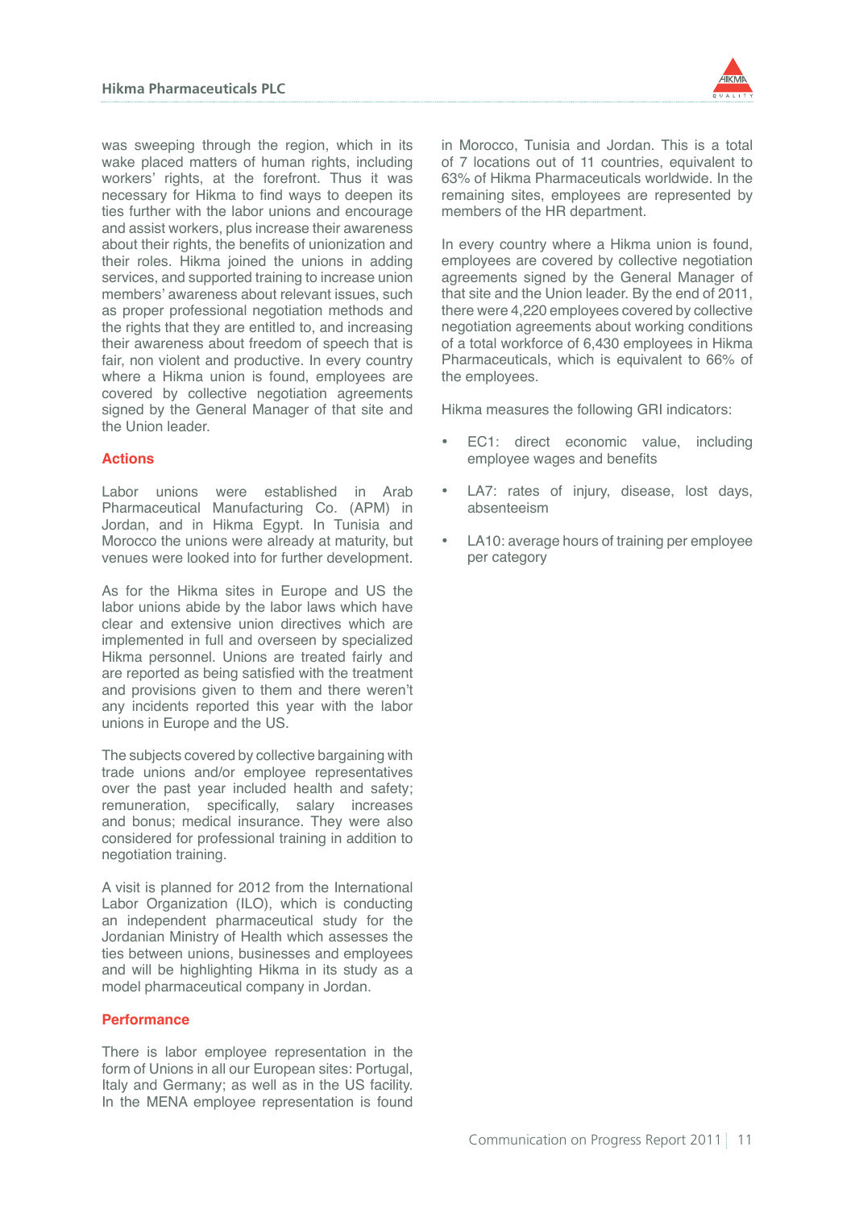was sweeping through the region, which in its wake placed matters of human rights, including workers' rights, at the forefront. Thus it was necessary for Hikma to find ways to deepen its ties further with the labor unions and encourage and assist workers, plus increase their awareness about their rights, the benefits of unionization and their roles. Hikma joined the unions in adding services, and supported training to increase union members' awareness about relevant issues, such as proper professional negotiation methods and the rights that they are entitled to, and increasing their awareness about freedom of speech that is fair, non violent and productive. In every country where a Hikma union is found, employees are covered by collective negotiation agreements signed by the General Manager of that site and the Union leader.

### Actions

Labor unions were established in Arab Pharmaceutical Manufacturing Co. (APM) in Jordan, and in Hikma Egypt. In Tunisia and Morocco the unions were already at maturity, but venues were looked into for further development.

As for the Hikma sites in Europe and US the labor unions abide by the labor laws which have clear and extensive union directives which are implemented in full and overseen by specialized Hikma personnel. Unions are treated fairly and are reported as being satisfied with the treatment and provisions given to them and there weren't any incidents reported this year with the labor unions in Europe and the US.

The subjects covered by collective bargaining with trade unions and/or employee representatives over the past year included health and safety; remuneration, specifically, salary increases and bonus; medical insurance. They were also considered for professional training in addition to negotiation training.

A visit is planned for 2012 from the International Labor Organization (ILO), which is conducting an independent pharmaceutical study for the Jordanian Ministry of Health which assesses the ties between unions, businesses and employees and will be highlighting Hikma in its study as a model pharmaceutical company in Jordan.

### Performance

There is labor employee representation in the form of Unions in all our European sites: Portugal, Italy and Germany; as well as in the US facility. In the MENA employee representation is found in Morocco, Tunisia and Jordan. This is a total of 7 locations out of 11 countries, equivalent to 63% of Hikma Pharmaceuticals worldwide. In the remaining sites, employees are represented by members of the HR department.

In every country where a Hikma union is found, employees are covered by collective negotiation agreements signed by the General Manager of that site and the Union leader. By the end of 2011, there were 4,220 employees covered by collective negotiation agreements about working conditions of a total workforce of 6,430 employees in Hikma Pharmaceuticals, which is equivalent to 66% of the employees.

Hikma measures the following GRI indicators:

- EC1: direct economic value, including employee wages and benefits
- LA7: rates of injury, disease, lost days, absenteeism
- LA10: average hours of training per employee per category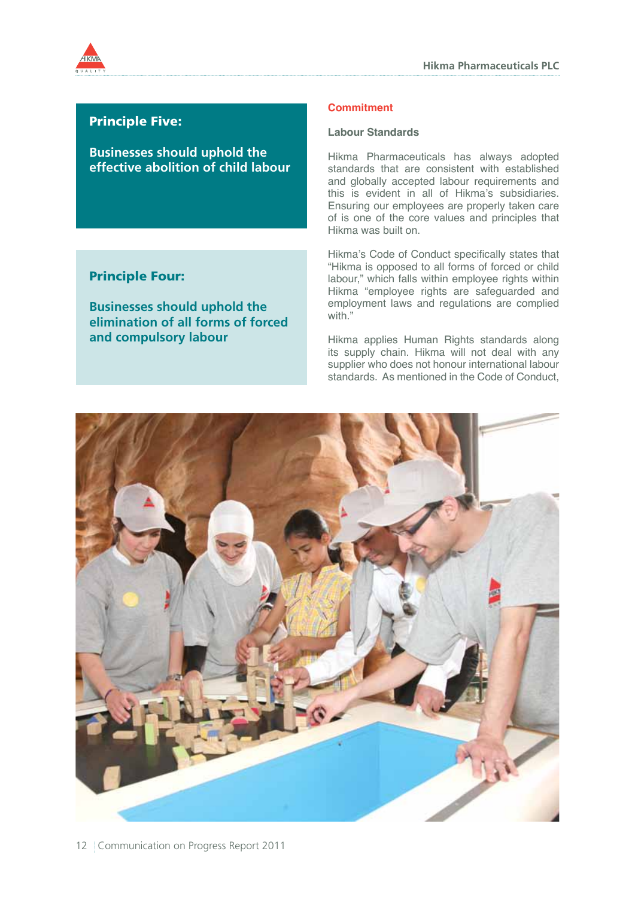## Principle Five:

**Businesses should uphold the effective abolition of child labour**

## Principle Four:

**Businesses should uphold the elimination of all forms of forced and compulsory labour**

## Commitment

### Labour Standards

Hikma Pharmaceuticals has always adopted standards that are consistent with established and globally accepted labour requirements and this is evident in all of Hikma's subsidiaries. Ensuring our employees are properly taken care of is one of the core values and principles that Hikma was built on.

Hikma's Code of Conduct specifically states that "Hikma is opposed to all forms of forced or child labour," which falls within employee rights within Hikma "employee rights are safeguarded and employment laws and regulations are complied with."

Hikma applies Human Rights standards along its supply chain. Hikma will not deal with any supplier who does not honour international labour standards. As mentioned in the Code of Conduct,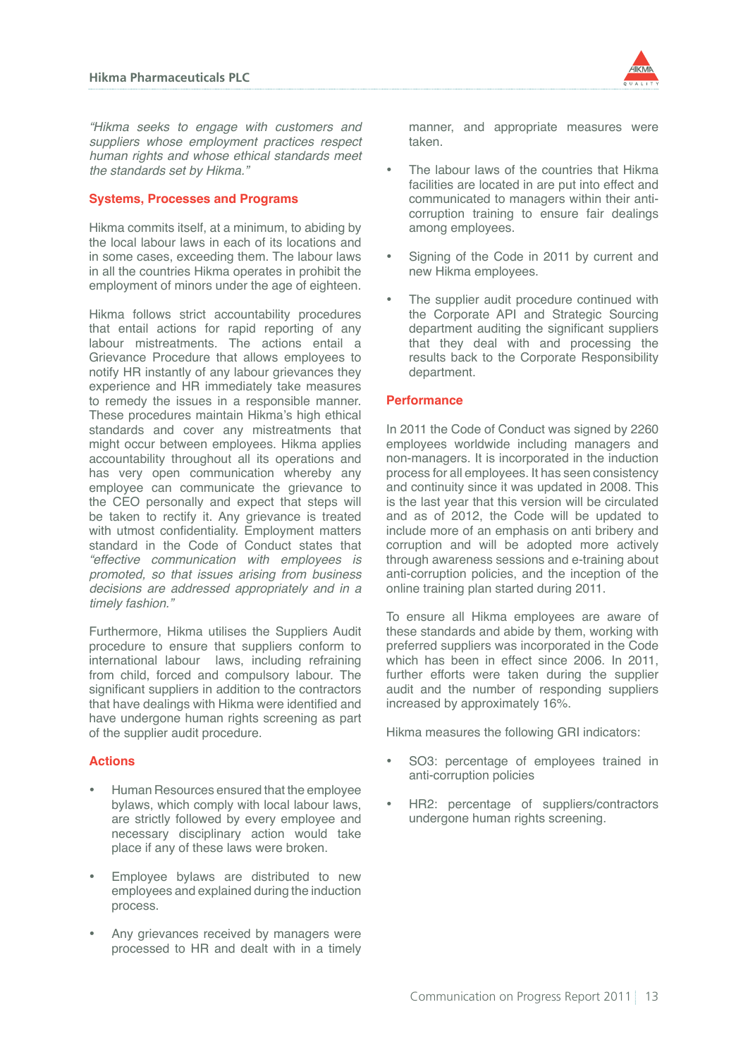*"Hikma seeks to engage with customers and suppliers whose employment practices respect human rights and whose ethical standards meet the standards set by Hikma."*

## Systems, Processes and Programs

Hikma commits itself, at a minimum, to abiding by the local labour laws in each of its locations and in some cases, exceeding them. The labour laws in all the countries Hikma operates in prohibit the employment of minors under the age of eighteen.

Hikma follows strict accountability procedures that entail actions for rapid reporting of any labour mistreatments. The actions entail a Grievance Procedure that allows employees to notify HR instantly of any labour grievances they experience and HR immediately take measures to remedy the issues in a responsible manner. These procedures maintain Hikma's high ethical standards and cover any mistreatments that might occur between employees. Hikma applies accountability throughout all its operations and has very open communication whereby any employee can communicate the grievance to the CEO personally and expect that steps will be taken to rectify it. Any grievance is treated with utmost confidentiality. Employment matters standard in the Code of Conduct states that *"effective communication with employees is promoted, so that issues arising from business decisions are addressed appropriately and in a timely fashion."*

Furthermore, Hikma utilises the Suppliers Audit procedure to ensure that suppliers conform to international labour laws, including refraining from child, forced and compulsory labour. The significant suppliers in addition to the contractors that have dealings with Hikma were identified and have undergone human rights screening as part of the supplier audit procedure.

## Actions

- Human Resources ensured that the employee bylaws, which comply with local labour laws, are strictly followed by every employee and necessary disciplinary action would take place if any of these laws were broken.
- Employee bylaws are distributed to new employees and explained during the induction process.
- Any grievances received by managers were processed to HR and dealt with in a timely manner, and appropriate measures were taken.
- The labour laws of the countries that Hikma facilities are located in are put into effect and communicated to managers within their anti-corruption training to ensure fair dealings among employees.
- Signing of the Code in 2011 by current and new Hikma employees.
- The supplier audit procedure continued with the Corporate API and Strategic Sourcing department auditing the significant suppliers that they deal with and processing the results back to the Corporate Responsibility department.

## Performance

In 2011 the Code of Conduct was signed by 2260 employees worldwide including managers and non-managers. It is incorporated in the induction process for all employees. It has seen consistency and continuity since it was updated in 2008. This is the last year that this version will be circulated and as of 2012, the Code will be updated to include more of an emphasis on anti bribery and corruption and will be adopted more actively through awareness sessions and e-training about anti-corruption policies, and the inception of the online training plan started during 2011.

To ensure all Hikma employees are aware of these standards and abide by them, working with preferred suppliers was incorporated in the Code which has been in effect since 2006. In 2011, further efforts were taken during the supplier audit and the number of responding suppliers increased by approximately 16%.

Hikma measures the following GRI indicators:

- SO3: percentage of employees trained in anti-corruption policies
- HR2: percentage of suppliers/contractors undergone human rights screening.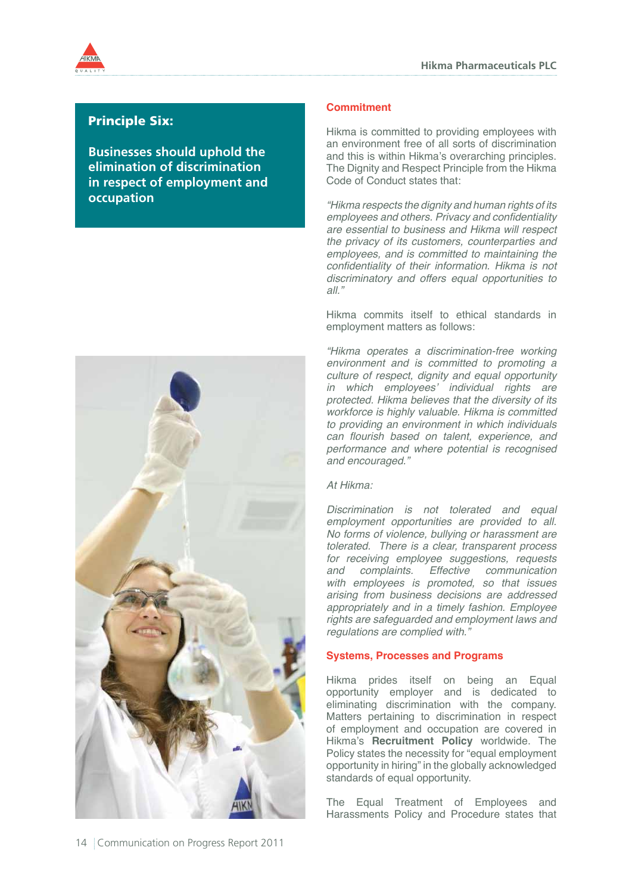## Principle Six:

**Businesses should uphold the elimination of discrimination in respect of employment and occupation**

### Commitment

Hikma is committed to providing employees with an environment free of all sorts of discrimination and this is within Hikma's overarching principles. The Dignity and Respect Principle from the Hikma Code of Conduct states that:

*"Hikma respects the dignity and human rights of its employees and others. Privacy and confidentiality are essential to business and Hikma will respect the privacy of its customers, counterparties and employees, and is committed to maintaining the confidentiality of their information. Hikma is not discriminatory and offers equal opportunities to all."*

Hikma commits itself to ethical standards in employment matters as follows:

*"Hikma operates a discrimination-free working environment and is committed to promoting a culture of respect, dignity and equal opportunity in which employees' individual rights are protected. Hikma believes that the diversity of its workforce is highly valuable. Hikma is committed to providing an environment in which individuals can flourish based on talent, experience, and performance and where potential is recognised and encouraged."*

*At Hikma:*

*Discrimination is not tolerated and equal employment opportunities are provided to all. No forms of violence, bullying or harassment are tolerated. There is a clear, transparent process for receiving employee suggestions, requests and complaints. Effective communication with employees is promoted, so that issues arising from business decisions are addressed appropriately and in a timely fashion. Employee rights are safeguarded and employment laws and regulations are complied with."*

### Systems, Processes and Programs

Hikma prides itself on being an Equal opportunity employer and is dedicated to eliminating discrimination with the company. Matters pertaining to discrimination in respect of employment and occupation are covered in Hikma's **Recruitment Policy** worldwide. The Policy states the necessity for "equal employment opportunity in hiring" in the globally acknowledged standards of equal opportunity.

The Equal Treatment of Employees and Harassments Policy and Procedure states that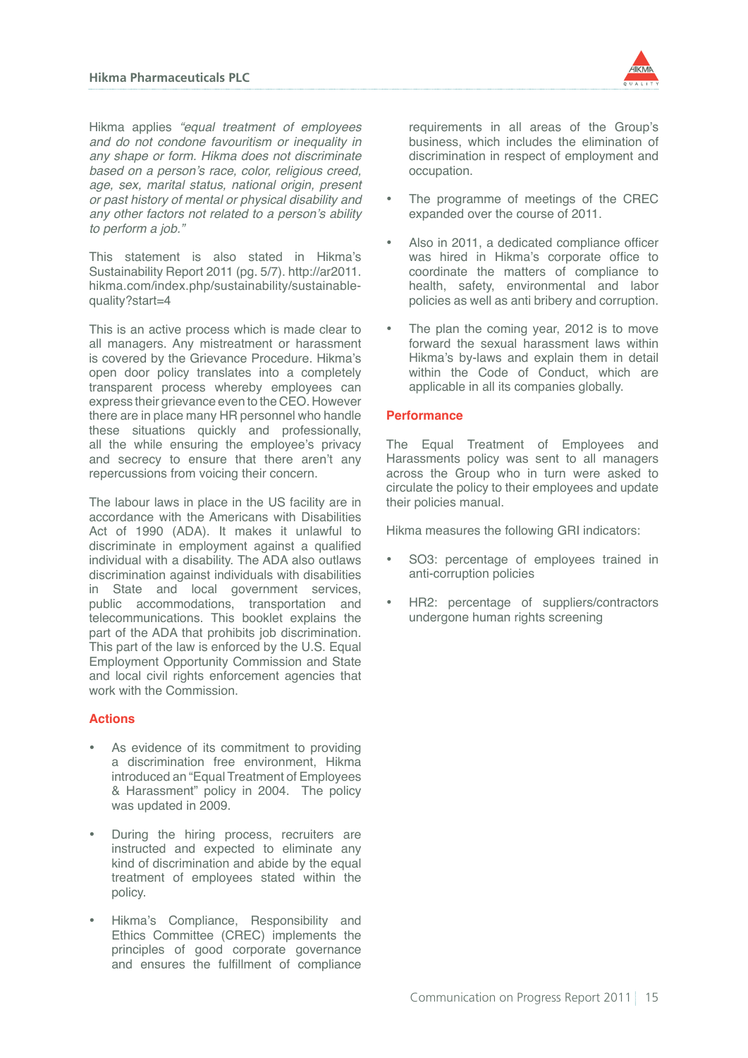Hikma applies *"equal treatment of employees and do not condone favouritism or inequality in any shape or form. Hikma does not discriminate based on a person's race, color, religious creed, age, sex, marital status, national origin, present or past history of mental or physical disability and any other factors not related to a person's ability to perform a job."*

This statement is also stated in Hikma's Sustainability Report 2011 (pg. 5/7). http://ar2011.hikma.com/index.php/sustainability/sustainable-quality?start=4

This is an active process which is made clear to all managers. Any mistreatment or harassment is covered by the Grievance Procedure. Hikma's open door policy translates into a completely transparent process whereby employees can express their grievance even to the CEO. However there are in place many HR personnel who handle these situations quickly and professionally, all the while ensuring the employee's privacy and secrecy to ensure that there aren't any repercussions from voicing their concern.

The labour laws in place in the US facility are in accordance with the Americans with Disabilities Act of 1990 (ADA). It makes it unlawful to discriminate in employment against a qualified individual with a disability. The ADA also outlaws discrimination against individuals with disabilities in State and local government services, public accommodations, transportation and telecommunications. This booklet explains the part of the ADA that prohibits job discrimination. This part of the law is enforced by the U.S. Equal Employment Opportunity Commission and State and local civil rights enforcement agencies that work with the Commission.

## Actions

- As evidence of its commitment to providing a discrimination free environment, Hikma introduced an "Equal Treatment of Employees & Harassment" policy in 2004. The policy was updated in 2009.
- During the hiring process, recruiters are instructed and expected to eliminate any kind of discrimination and abide by the equal treatment of employees stated within the policy.
- Hikma's Compliance, Responsibility and Ethics Committee (CREC) implements the principles of good corporate governance and ensures the fulfillment of compliance requirements in all areas of the Group's business, which includes the elimination of discrimination in respect of employment and occupation.
- The programme of meetings of the CREC expanded over the course of 2011.
- Also in 2011, a dedicated compliance officer was hired in Hikma's corporate office to coordinate the matters of compliance to health, safety, environmental and labor policies as well as anti bribery and corruption.
- The plan the coming year, 2012 is to move forward the sexual harassment laws within Hikma's by-laws and explain them in detail within the Code of Conduct, which are applicable in all its companies globally.

## Performance

The Equal Treatment of Employees and Harassments policy was sent to all managers across the Group who in turn were asked to circulate the policy to their employees and update their policies manual.

Hikma measures the following GRI indicators:

- SO3: percentage of employees trained in anti-corruption policies
- HR2: percentage of suppliers/contractors undergone human rights screening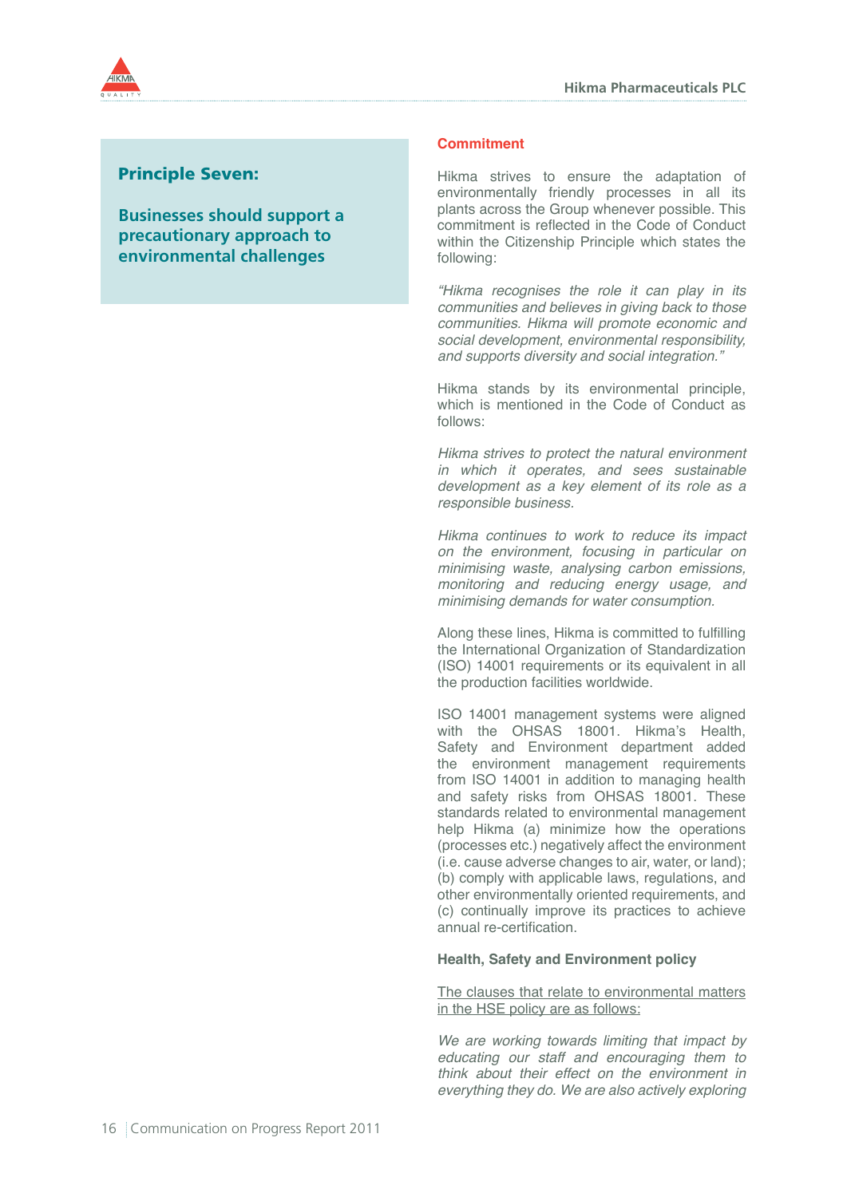## Principle Seven:

**Businesses should support a precautionary approach to environmental challenges**

### Commitment

Hikma strives to ensure the adaptation of environmentally friendly processes in all its plants across the Group whenever possible. This commitment is reflected in the Code of Conduct within the Citizenship Principle which states the following:

*"Hikma recognises the role it can play in its communities and believes in giving back to those communities. Hikma will promote economic and social development, environmental responsibility, and supports diversity and social integration."*

Hikma stands by its environmental principle, which is mentioned in the Code of Conduct as follows:

*Hikma strives to protect the natural environment in which it operates, and sees sustainable development as a key element of its role as a responsible business.*

*Hikma continues to work to reduce its impact on the environment, focusing in particular on minimising waste, analysing carbon emissions, monitoring and reducing energy usage, and minimising demands for water consumption.*

Along these lines, Hikma is committed to fulfilling the International Organization of Standardization (ISO) 14001 requirements or its equivalent in all the production facilities worldwide.

ISO 14001 management systems were aligned with the OHSAS 18001. Hikma's Health, Safety and Environment department added the environment management requirements from ISO 14001 in addition to managing health and safety risks from OHSAS 18001. These standards related to environmental management help Hikma (a) minimize how the operations (processes etc.) negatively affect the environment (i.e. cause adverse changes to air, water, or land); (b) comply with applicable laws, regulations, and other environmentally oriented requirements, and (c) continually improve its practices to achieve annual re-certification.

**Health, Safety and Environment policy**

<u>The clauses that relate to environmental matters in the HSE policy are as follows:</u>

*We are working towards limiting that impact by educating our staff and encouraging them to think about their effect on the environment in everything they do. We are also actively exploring*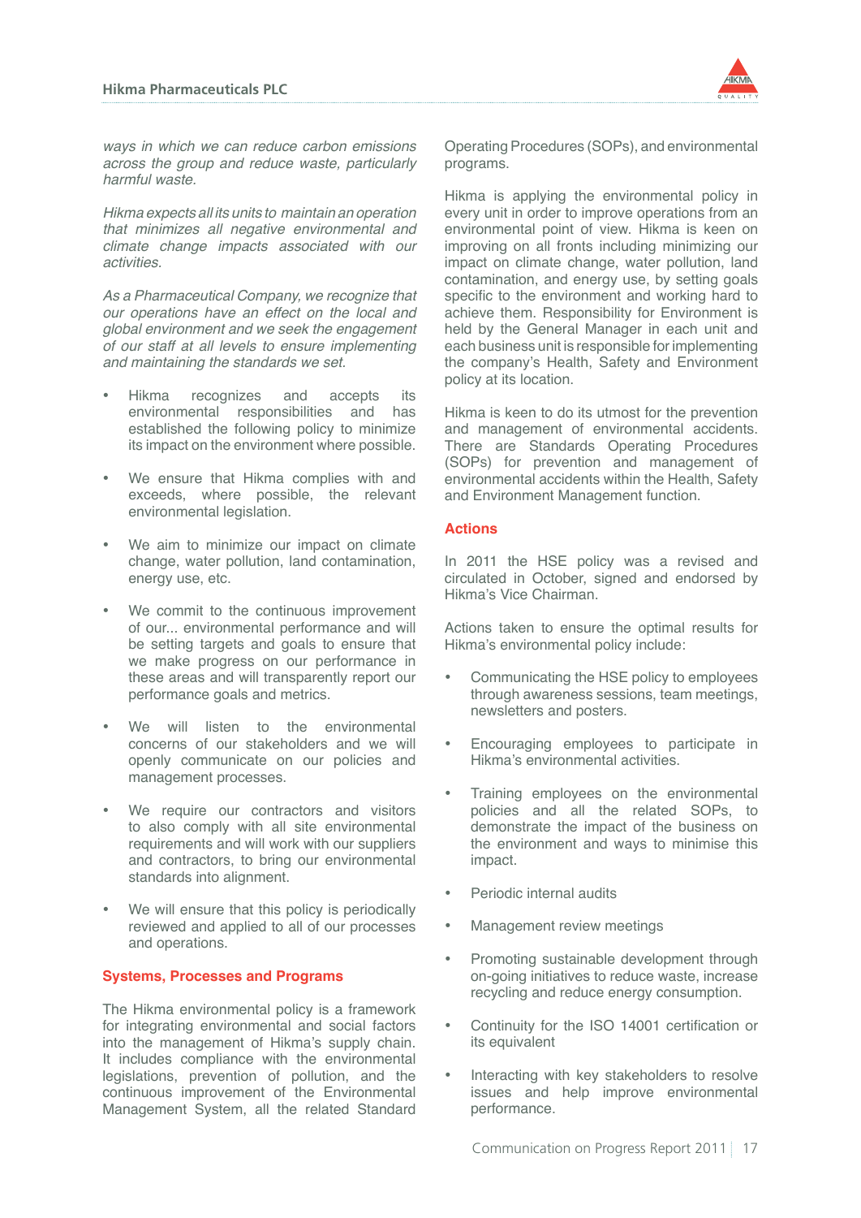*ways in which we can reduce carbon emissions across the group and reduce waste, particularly harmful waste.*

*Hikma expects all its units to maintain an operation that minimizes all negative environmental and climate change impacts associated with our activities.*

*As a Pharmaceutical Company, we recognize that our operations have an effect on the local and global environment and we seek the engagement of our staff at all levels to ensure implementing and maintaining the standards we set.*

- Hikma recognizes and accepts its environmental responsibilities and has established the following policy to minimize its impact on the environment where possible.
- We ensure that Hikma complies with and exceeds, where possible, the relevant environmental legislation.
- We aim to minimize our impact on climate change, water pollution, land contamination, energy use, etc.
- We commit to the continuous improvement of our... environmental performance and will be setting targets and goals to ensure that we make progress on our performance in these areas and will transparently report our performance goals and metrics.
- We will listen to the environmental concerns of our stakeholders and we will openly communicate on our policies and management processes.
- We require our contractors and visitors to also comply with all site environmental requirements and will work with our suppliers and contractors, to bring our environmental standards into alignment.
- We will ensure that this policy is periodically reviewed and applied to all of our processes and operations.

## Systems, Processes and Programs

The Hikma environmental policy is a framework for integrating environmental and social factors into the management of Hikma's supply chain. It includes compliance with the environmental legislations, prevention of pollution, and the continuous improvement of the Environmental Management System, all the related Standard Operating Procedures (SOPs), and environmental programs.

Hikma is applying the environmental policy in every unit in order to improve operations from an environmental point of view. Hikma is keen on improving on all fronts including minimizing our impact on climate change, water pollution, land contamination, and energy use, by setting goals specific to the environment and working hard to achieve them. Responsibility for Environment is held by the General Manager in each unit and each business unit is responsible for implementing the company's Health, Safety and Environment policy at its location.

Hikma is keen to do its utmost for the prevention and management of environmental accidents. There are Standards Operating Procedures (SOPs) for prevention and management of environmental accidents within the Health, Safety and Environment Management function.

## Actions

In 2011 the HSE policy was a revised and circulated in October, signed and endorsed by Hikma's Vice Chairman.

Actions taken to ensure the optimal results for Hikma's environmental policy include:

- Communicating the HSE policy to employees through awareness sessions, team meetings, newsletters and posters.
- Encouraging employees to participate in Hikma's environmental activities.
- Training employees on the environmental policies and all the related SOPs, to demonstrate the impact of the business on the environment and ways to minimise this impact.
- Periodic internal audits
- Management review meetings
- Promoting sustainable development through on-going initiatives to reduce waste, increase recycling and reduce energy consumption.
- Continuity for the ISO 14001 certification or its equivalent
- Interacting with key stakeholders to resolve issues and help improve environmental performance.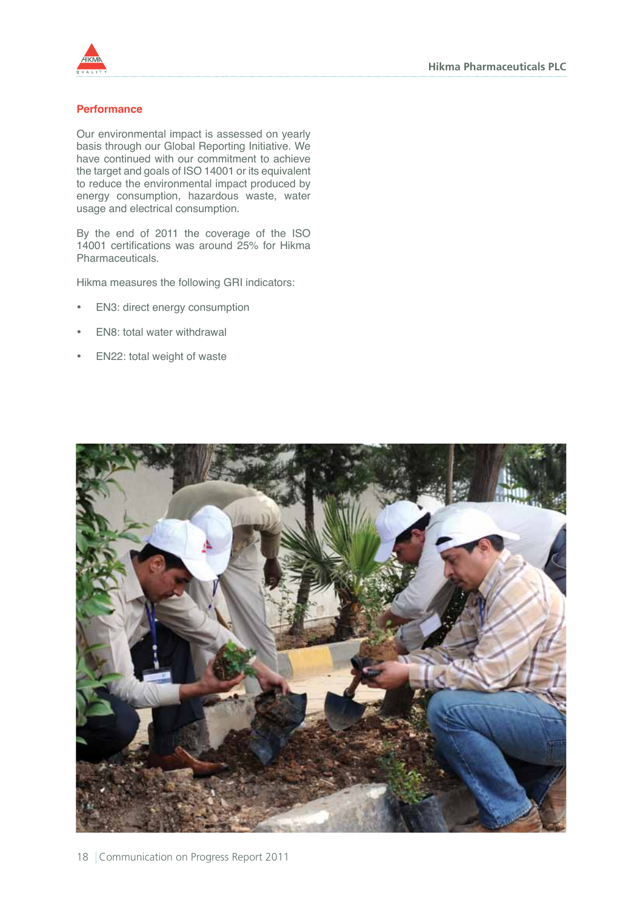## Performance

Our environmental impact is assessed on yearly basis through our Global Reporting Initiative. We have continued with our commitment to achieve the target and goals of ISO 14001 or its equivalent to reduce the environmental impact produced by energy consumption, hazardous waste, water usage and electrical consumption.

By the end of 2011 the coverage of the ISO 14001 certifications was around 25% for Hikma Pharmaceuticals.

Hikma measures the following GRI indicators:

- EN3: direct energy consumption
- EN8: total water withdrawal
- EN22: total weight of waste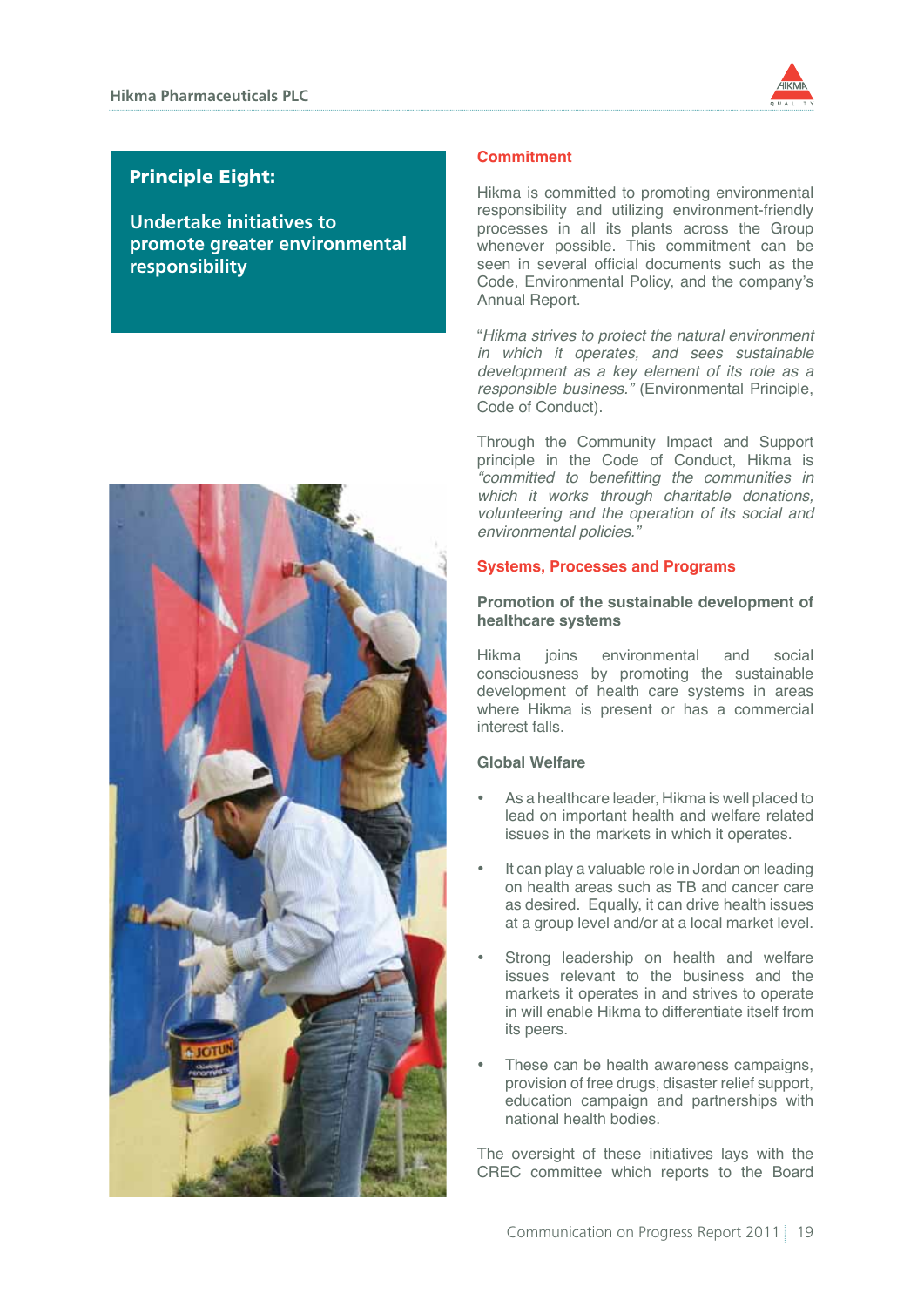## Principle Eight:

## Undertake initiatives to promote greater environmental responsibility

### Commitment

Hikma is committed to promoting environmental responsibility and utilizing environment-friendly processes in all its plants across the Group whenever possible. This commitment can be seen in several official documents such as the Code, Environmental Policy, and the company's Annual Report.

"*Hikma strives to protect the natural environment in which it operates, and sees sustainable development as a key element of its role as a responsible business.*" (Environmental Principle, Code of Conduct).

Through the Community Impact and Support principle in the Code of Conduct, Hikma is *"committed to benefitting the communities in which it works through charitable donations, volunteering and the operation of its social and environmental policies."*

### Systems, Processes and Programs

**Promotion of the sustainable development of healthcare systems**

Hikma joins environmental and social consciousness by promoting the sustainable development of health care systems in areas where Hikma is present or has a commercial interest falls.

**Global Welfare**

- As a healthcare leader, Hikma is well placed to lead on important health and welfare related issues in the markets in which it operates.
- It can play a valuable role in Jordan on leading on health areas such as TB and cancer care as desired. Equally, it can drive health issues at a group level and/or at a local market level.
- Strong leadership on health and welfare issues relevant to the business and the markets it operates in and strives to operate in will enable Hikma to differentiate itself from its peers.
- These can be health awareness campaigns, provision of free drugs, disaster relief support, education campaign and partnerships with national health bodies.

The oversight of these initiatives lays with the CREC committee which reports to the Board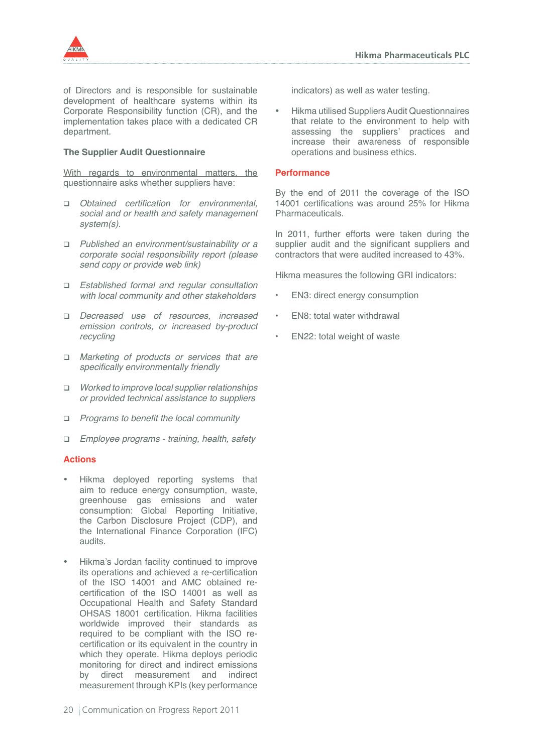of Directors and is responsible for sustainable development of healthcare systems within its Corporate Responsibility function (CR), and the implementation takes place with a dedicated CR department.

### The Supplier Audit Questionnaire

With regards to environmental matters, the questionnaire asks whether suppliers have:

- *Obtained certification for environmental, social and or health and safety management system(s).*
- *Published an environment/sustainability or a corporate social responsibility report (please send copy or provide web link)*
- *Established formal and regular consultation with local community and other stakeholders*
- *Decreased use of resources, increased emission controls, or increased by-product recycling*
- *Marketing of products or services that are specifically environmentally friendly*
- *Worked to improve local supplier relationships or provided technical assistance to suppliers*
- *Programs to benefit the local community*
- *Employee programs - training, health, safety*

## Actions

- Hikma deployed reporting systems that aim to reduce energy consumption, waste, greenhouse gas emissions and water consumption: Global Reporting Initiative, the Carbon Disclosure Project (CDP), and the International Finance Corporation (IFC) audits.
- Hikma's Jordan facility continued to improve its operations and achieved a re-certification of the ISO 14001 and AMC obtained re-certification of the ISO 14001 as well as Occupational Health and Safety Standard OHSAS 18001 certification. Hikma facilities worldwide improved their standards as required to be compliant with the ISO re-certification or its equivalent in the country in which they operate. Hikma deploys periodic monitoring for direct and indirect emissions by direct measurement and indirect measurement through KPIs (key performance indicators) as well as water testing.
- Hikma utilised Suppliers Audit Questionnaires that relate to the environment to help with assessing the suppliers' practices and increase their awareness of responsible operations and business ethics.

## Performance

By the end of 2011 the coverage of the ISO 14001 certifications was around 25% for Hikma Pharmaceuticals.

In 2011, further efforts were taken during the supplier audit and the significant suppliers and contractors that were audited increased to 43%.

Hikma measures the following GRI indicators:

- EN3: direct energy consumption
- EN8: total water withdrawal
- EN22: total weight of waste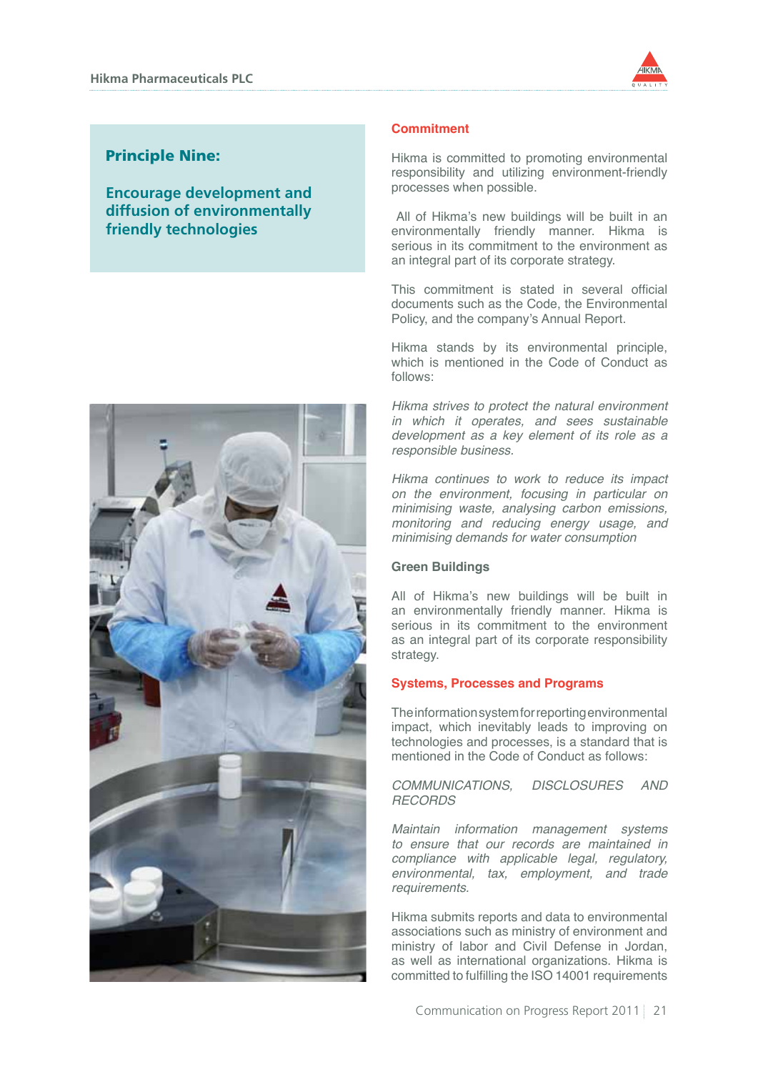## Principle Nine:

## Encourage development and diffusion of environmentally friendly technologies

### Commitment

Hikma is committed to promoting environmental responsibility and utilizing environment-friendly processes when possible.

All of Hikma's new buildings will be built in an environmentally friendly manner. Hikma is serious in its commitment to the environment as an integral part of its corporate strategy.

This commitment is stated in several official documents such as the Code, the Environmental Policy, and the company's Annual Report.

Hikma stands by its environmental principle, which is mentioned in the Code of Conduct as follows:

*Hikma strives to protect the natural environment in which it operates, and sees sustainable development as a key element of its role as a responsible business.*

*Hikma continues to work to reduce its impact on the environment, focusing in particular on minimising waste, analysing carbon emissions, monitoring and reducing energy usage, and minimising demands for water consumption*

#### Green Buildings

All of Hikma's new buildings will be built in an environmentally friendly manner. Hikma is serious in its commitment to the environment as an integral part of its corporate responsibility strategy.

### Systems, Processes and Programs

The information system for reporting environmental impact, which inevitably leads to improving on technologies and processes, is a standard that is mentioned in the Code of Conduct as follows:

*COMMUNICATIONS, DISCLOSURES AND RECORDS*

*Maintain information management systems to ensure that our records are maintained in compliance with applicable legal, regulatory, environmental, tax, employment, and trade requirements.*

Hikma submits reports and data to environmental associations such as ministry of environment and ministry of labor and Civil Defense in Jordan, as well as international organizations. Hikma is committed to fulfilling the ISO 14001 requirements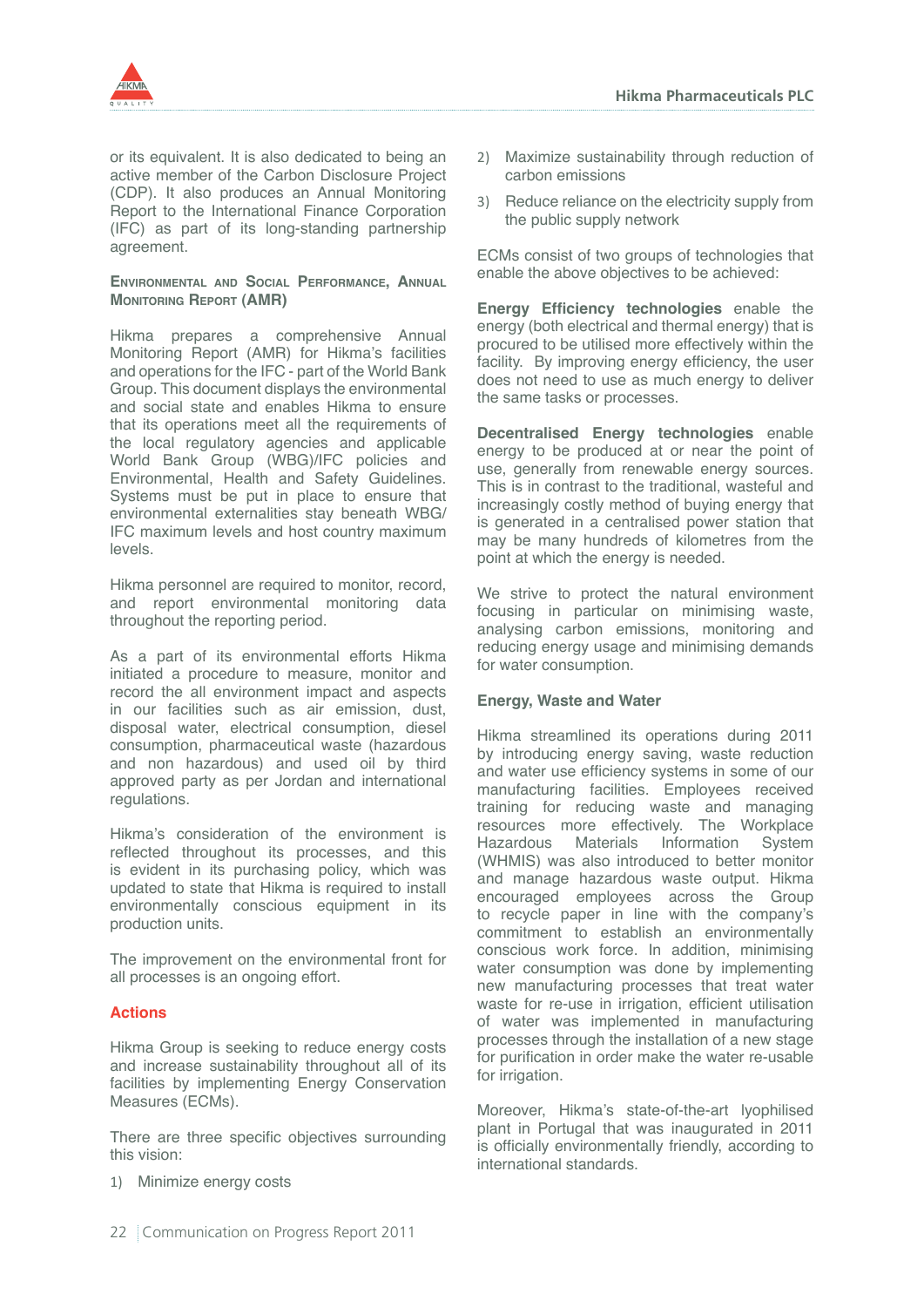or its equivalent. It is also dedicated to being an active member of the Carbon Disclosure Project (CDP). It also produces an Annual Monitoring Report to the International Finance Corporation (IFC) as part of its long-standing partnership agreement.

### Environmental and Social Performance, Annual Monitoring Report (AMR)

Hikma prepares a comprehensive Annual Monitoring Report (AMR) for Hikma's facilities and operations for the IFC - part of the World Bank Group. This document displays the environmental and social state and enables Hikma to ensure that its operations meet all the requirements of the local regulatory agencies and applicable World Bank Group (WBG)/IFC policies and Environmental, Health and Safety Guidelines. Systems must be put in place to ensure that environmental externalities stay beneath WBG/IFC maximum levels and host country maximum levels.

Hikma personnel are required to monitor, record, and report environmental monitoring data throughout the reporting period.

As a part of its environmental efforts Hikma initiated a procedure to measure, monitor and record the all environment impact and aspects in our facilities such as air emission, dust, disposal water, electrical consumption, diesel consumption, pharmaceutical waste (hazardous and non hazardous) and used oil by third approved party as per Jordan and international regulations.

Hikma's consideration of the environment is reflected throughout its processes, and this is evident in its purchasing policy, which was updated to state that Hikma is required to install environmentally conscious equipment in its production units.

The improvement on the environmental front for all processes is an ongoing effort.

### Actions

Hikma Group is seeking to reduce energy costs and increase sustainability throughout all of its facilities by implementing Energy Conservation Measures (ECMs).

There are three specific objectives surrounding this vision:

1) Minimize energy costs
2) Maximize sustainability through reduction of carbon emissions
3) Reduce reliance on the electricity supply from the public supply network

ECMs consist of two groups of technologies that enable the above objectives to be achieved:

**Energy Efficiency technologies** enable the energy (both electrical and thermal energy) that is procured to be utilised more effectively within the facility. By improving energy efficiency, the user does not need to use as much energy to deliver the same tasks or processes.

**Decentralised Energy technologies** enable energy to be produced at or near the point of use, generally from renewable energy sources. This is in contrast to the traditional, wasteful and increasingly costly method of buying energy that is generated in a centralised power station that may be many hundreds of kilometres from the point at which the energy is needed.

We strive to protect the natural environment focusing in particular on minimising waste, analysing carbon emissions, monitoring and reducing energy usage and minimising demands for water consumption.

### Energy, Waste and Water

Hikma streamlined its operations during 2011 by introducing energy saving, waste reduction and water use efficiency systems in some of our manufacturing facilities. Employees received training for reducing waste and managing resources more effectively. The Workplace Hazardous Materials Information System (WHMIS) was also introduced to better monitor and manage hazardous waste output. Hikma encouraged employees across the Group to recycle paper in line with the company's commitment to establish an environmentally conscious work force. In addition, minimising water consumption was done by implementing new manufacturing processes that treat water waste for re-use in irrigation, efficient utilisation of water was implemented in manufacturing processes through the installation of a new stage for purification in order make the water re-usable for irrigation.

Moreover, Hikma's state-of-the-art lyophilised plant in Portugal that was inaugurated in 2011 is officially environmentally friendly, according to international standards.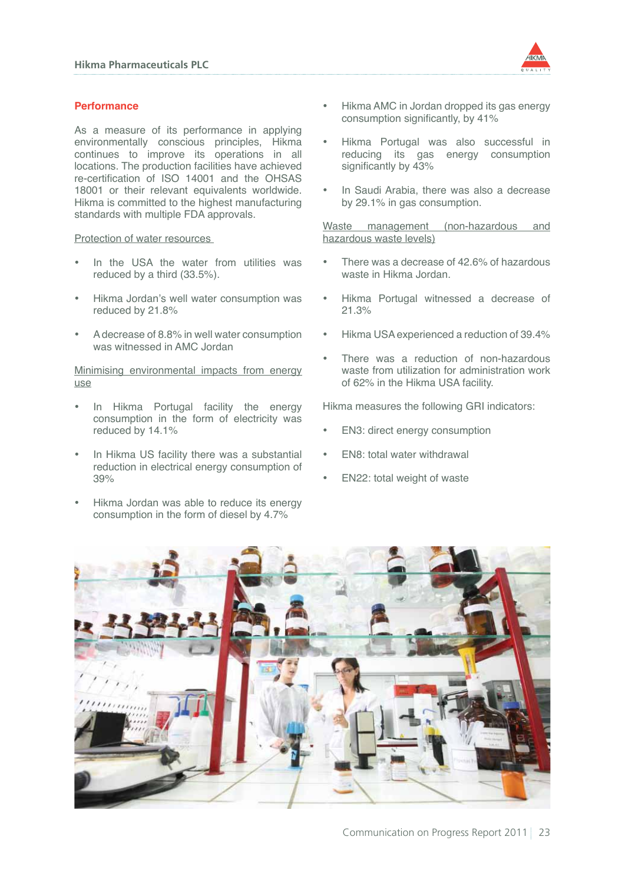## Performance

As a measure of its performance in applying environmentally conscious principles, Hikma continues to improve its operations in all locations. The production facilities have achieved re-certification of ISO 14001 and the OHSAS 18001 or their relevant equivalents worldwide. Hikma is committed to the highest manufacturing standards with multiple FDA approvals.

### Protection of water resources

- In the USA the water from utilities was reduced by a third (33.5%).
- Hikma Jordan's well water consumption was reduced by 21.8%
- A decrease of 8.8% in well water consumption was witnessed in AMC Jordan

### Minimising environmental impacts from energy use

- In Hikma Portugal facility the energy consumption in the form of electricity was reduced by 14.1%
- In Hikma US facility there was a substantial reduction in electrical energy consumption of 39%
- Hikma Jordan was able to reduce its energy consumption in the form of diesel by 4.7%
- Hikma AMC in Jordan dropped its gas energy consumption significantly, by 41%
- Hikma Portugal was also successful in reducing its gas energy consumption significantly by 43%
- In Saudi Arabia, there was also a decrease by 29.1% in gas consumption.

### Waste management (non-hazardous and hazardous waste levels)

- There was a decrease of 42.6% of hazardous waste in Hikma Jordan.
- Hikma Portugal witnessed a decrease of 21.3%
- Hikma USA experienced a reduction of 39.4%
- There was a reduction of non-hazardous waste from utilization for administration work of 62% in the Hikma USA facility.

Hikma measures the following GRI indicators:

- EN3: direct energy consumption
- EN8: total water withdrawal
- EN22: total weight of waste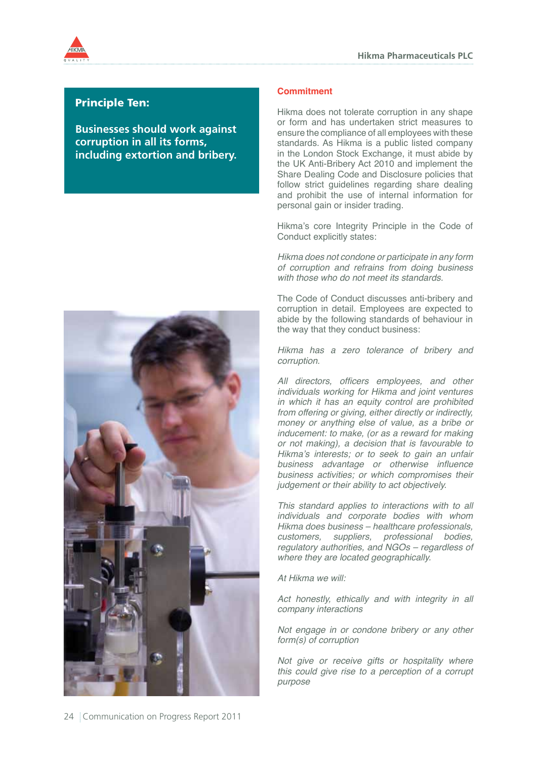**Principle Ten:**

**Businesses should work against corruption in all its forms, including extortion and bribery.**

## Commitment

Hikma does not tolerate corruption in any shape or form and has undertaken strict measures to ensure the compliance of all employees with these standards. As Hikma is a public listed company in the London Stock Exchange, it must abide by the UK Anti-Bribery Act 2010 and implement the Share Dealing Code and Disclosure policies that follow strict guidelines regarding share dealing and prohibit the use of internal information for personal gain or insider trading.

Hikma's core Integrity Principle in the Code of Conduct explicitly states:

*Hikma does not condone or participate in any form of corruption and refrains from doing business with those who do not meet its standards.*

The Code of Conduct discusses anti-bribery and corruption in detail. Employees are expected to abide by the following standards of behaviour in the way that they conduct business:

*Hikma has a zero tolerance of bribery and corruption.*

*All directors, officers employees, and other individuals working for Hikma and joint ventures in which it has an equity control are prohibited from offering or giving, either directly or indirectly, money or anything else of value, as a bribe or inducement: to make, (or as a reward for making or not making), a decision that is favourable to Hikma's interests; or to seek to gain an unfair business advantage or otherwise influence business activities; or which compromises their judgement or their ability to act objectively.*

*This standard applies to interactions with to all individuals and corporate bodies with whom Hikma does business – healthcare professionals, customers, suppliers, professional bodies, regulatory authorities, and NGOs – regardless of where they are located geographically.*

*At Hikma we will:*

*Act honestly, ethically and with integrity in all company interactions*

*Not engage in or condone bribery or any other form(s) of corruption*

*Not give or receive gifts or hospitality where this could give rise to a perception of a corrupt purpose*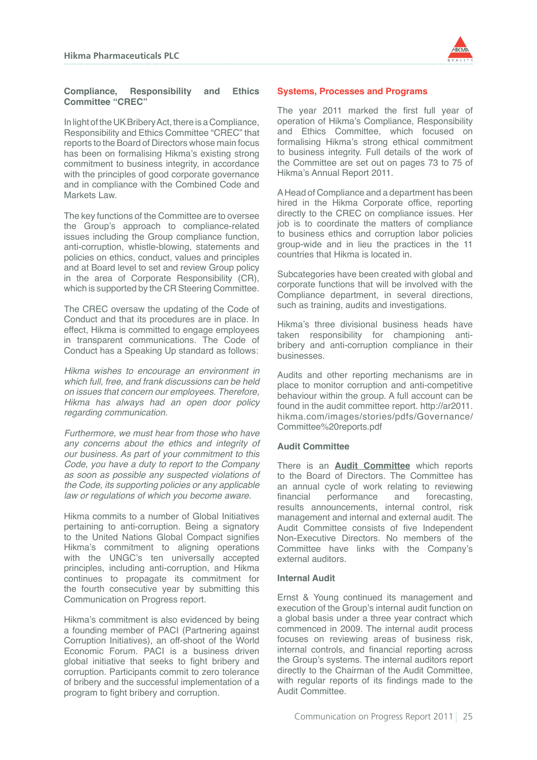## Compliance, Responsibility and Ethics Committee "CREC"

In light of the UK Bribery Act, there is a Compliance, Responsibility and Ethics Committee "CREC" that reports to the Board of Directors whose main focus has been on formalising Hikma's existing strong commitment to business integrity, in accordance with the principles of good corporate governance and in compliance with the Combined Code and Markets Law.

The key functions of the Committee are to oversee the Group's approach to compliance-related issues including the Group compliance function, anti-corruption, whistle-blowing, statements and policies on ethics, conduct, values and principles and at Board level to set and review Group policy in the area of Corporate Responsibility (CR), which is supported by the CR Steering Committee.

The CREC oversaw the updating of the Code of Conduct and that its procedures are in place. In effect, Hikma is committed to engage employees in transparent communications. The Code of Conduct has a Speaking Up standard as follows:

*Hikma wishes to encourage an environment in which full, free, and frank discussions can be held on issues that concern our employees. Therefore, Hikma has always had an open door policy regarding communication.*

*Furthermore, we must hear from those who have any concerns about the ethics and integrity of our business. As part of your commitment to this Code, you have a duty to report to the Company as soon as possible any suspected violations of the Code, its supporting policies or any applicable law or regulations of which you become aware.*

Hikma commits to a number of Global Initiatives pertaining to anti-corruption. Being a signatory to the United Nations Global Compact signifies Hikma's commitment to aligning operations with the UNGC's ten universally accepted principles, including anti-corruption, and Hikma continues to propagate its commitment for the fourth consecutive year by submitting this Communication on Progress report.

Hikma's commitment is also evidenced by being a founding member of PACI (Partnering against Corruption Initiatives), an off-shoot of the World Economic Forum. PACI is a business driven global initiative that seeks to fight bribery and corruption. Participants commit to zero tolerance of bribery and the successful implementation of a program to fight bribery and corruption.

## Systems, Processes and Programs

The year 2011 marked the first full year of operation of Hikma's Compliance, Responsibility and Ethics Committee, which focused on formalising Hikma's strong ethical commitment to business integrity. Full details of the work of the Committee are set out on pages 73 to 75 of Hikma's Annual Report 2011.

A Head of Compliance and a department has been hired in the Hikma Corporate office, reporting directly to the CREC on compliance issues. Her job is to coordinate the matters of compliance to business ethics and corruption labor policies group-wide and in lieu the practices in the 11 countries that Hikma is located in.

Subcategories have been created with global and corporate functions that will be involved with the Compliance department, in several directions, such as training, audits and investigations.

Hikma's three divisional business heads have taken responsibility for championing anti-bribery and anti-corruption compliance in their businesses.

Audits and other reporting mechanisms are in place to monitor corruption and anti-competitive behaviour within the group. A full account can be found in the audit committee report. http://ar2011.hikma.com/images/stories/pdfs/Governance/Committee%20reports.pdf

### Audit Committee

There is an **Audit Committee** which reports to the Board of Directors. The Committee has an annual cycle of work relating to reviewing financial performance and forecasting, results announcements, internal control, risk management and internal and external audit. The Audit Committee consists of five Independent Non-Executive Directors. No members of the Committee have links with the Company's external auditors.

### Internal Audit

Ernst & Young continued its management and execution of the Group's internal audit function on a global basis under a three year contract which commenced in 2009. The internal audit process focuses on reviewing areas of business risk, internal controls, and financial reporting across the Group's systems. The internal auditors report directly to the Chairman of the Audit Committee, with regular reports of its findings made to the Audit Committee.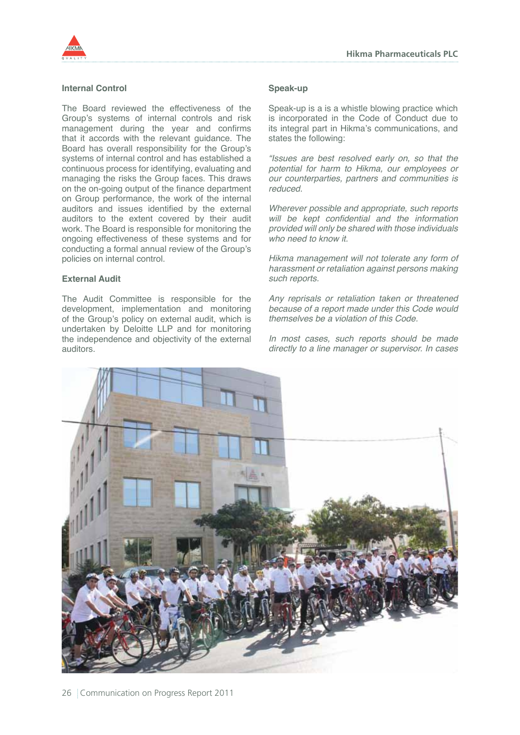## Internal Control

The Board reviewed the effectiveness of the Group's systems of internal controls and risk management during the year and confirms that it accords with the relevant guidance. The Board has overall responsibility for the Group's systems of internal control and has established a continuous process for identifying, evaluating and managing the risks the Group faces. This draws on the on-going output of the finance department on Group performance, the work of the internal auditors and issues identified by the external auditors to the extent covered by their audit work. The Board is responsible for monitoring the ongoing effectiveness of these systems and for conducting a formal annual review of the Group's policies on internal control.

## External Audit

The Audit Committee is responsible for the development, implementation and monitoring of the Group's policy on external audit, which is undertaken by Deloitte LLP and for monitoring the independence and objectivity of the external auditors.

## Speak-up

Speak-up is a is a whistle blowing practice which is incorporated in the Code of Conduct due to its integral part in Hikma's communications, and states the following:

*"Issues are best resolved early on, so that the potential for harm to Hikma, our employees or our counterparties, partners and communities is reduced.*

*Wherever possible and appropriate, such reports will be kept confidential and the information provided will only be shared with those individuals who need to know it.*

*Hikma management will not tolerate any form of harassment or retaliation against persons making such reports.*

*Any reprisals or retaliation taken or threatened because of a report made under this Code would themselves be a violation of this Code.*

*In most cases, such reports should be made directly to a line manager or supervisor. In cases*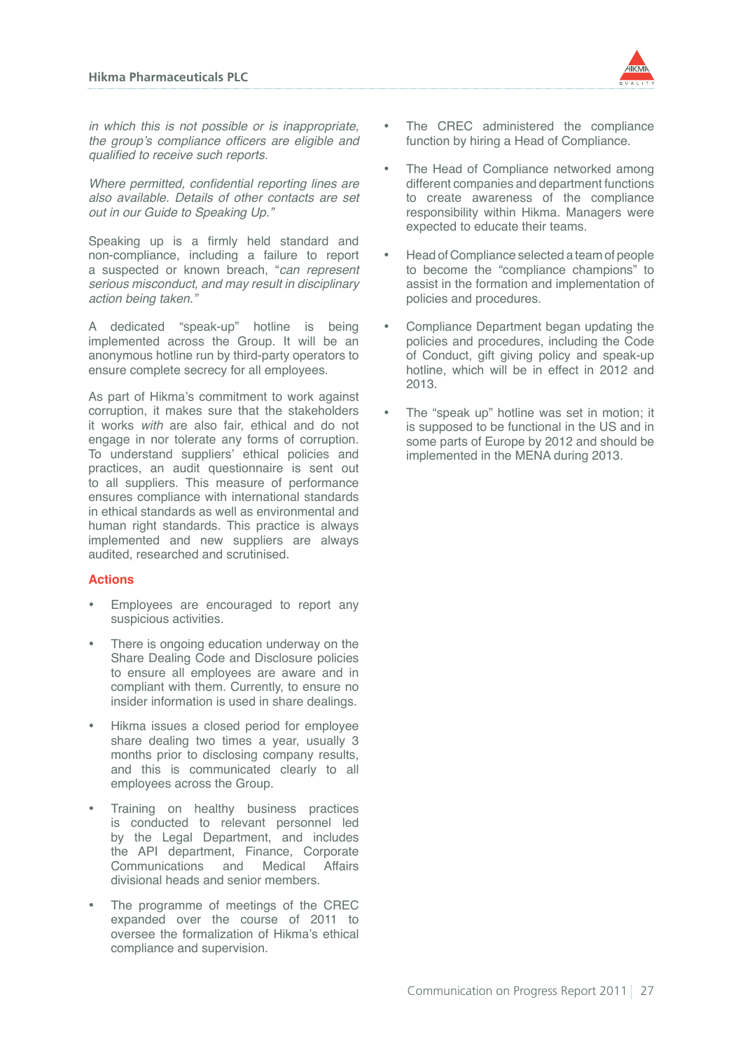*in which this is not possible or is inappropriate, the group's compliance officers are eligible and qualified to receive such reports.*

*Where permitted, confidential reporting lines are also available. Details of other contacts are set out in our Guide to Speaking Up."*

Speaking up is a firmly held standard and non-compliance, including a failure to report a suspected or known breach, "*can represent serious misconduct, and may result in disciplinary action being taken."*

A dedicated "speak-up" hotline is being implemented across the Group. It will be an anonymous hotline run by third-party operators to ensure complete secrecy for all employees.

As part of Hikma's commitment to work against corruption, it makes sure that the stakeholders it works *with* are also fair, ethical and do not engage in nor tolerate any forms of corruption. To understand suppliers' ethical policies and practices, an audit questionnaire is sent out to all suppliers. This measure of performance ensures compliance with international standards in ethical standards as well as environmental and human right standards. This practice is always implemented and new suppliers are always audited, researched and scrutinised.

### Actions

- Employees are encouraged to report any suspicious activities.
- There is ongoing education underway on the Share Dealing Code and Disclosure policies to ensure all employees are aware and in compliant with them. Currently, to ensure no insider information is used in share dealings.
- Hikma issues a closed period for employee share dealing two times a year, usually 3 months prior to disclosing company results, and this is communicated clearly to all employees across the Group.
- Training on healthy business practices is conducted to relevant personnel led by the Legal Department, and includes the API department, Finance, Corporate Communications and Medical Affairs divisional heads and senior members.
- The programme of meetings of the CREC expanded over the course of 2011 to oversee the formalization of Hikma's ethical compliance and supervision.
- The CREC administered the compliance function by hiring a Head of Compliance.
- The Head of Compliance networked among different companies and department functions to create awareness of the compliance responsibility within Hikma. Managers were expected to educate their teams.
- Head of Compliance selected a team of people to become the "compliance champions" to assist in the formation and implementation of policies and procedures.
- Compliance Department began updating the policies and procedures, including the Code of Conduct, gift giving policy and speak-up hotline, which will be in effect in 2012 and 2013.
- The "speak up" hotline was set in motion; it is supposed to be functional in the US and in some parts of Europe by 2012 and should be implemented in the MENA during 2013.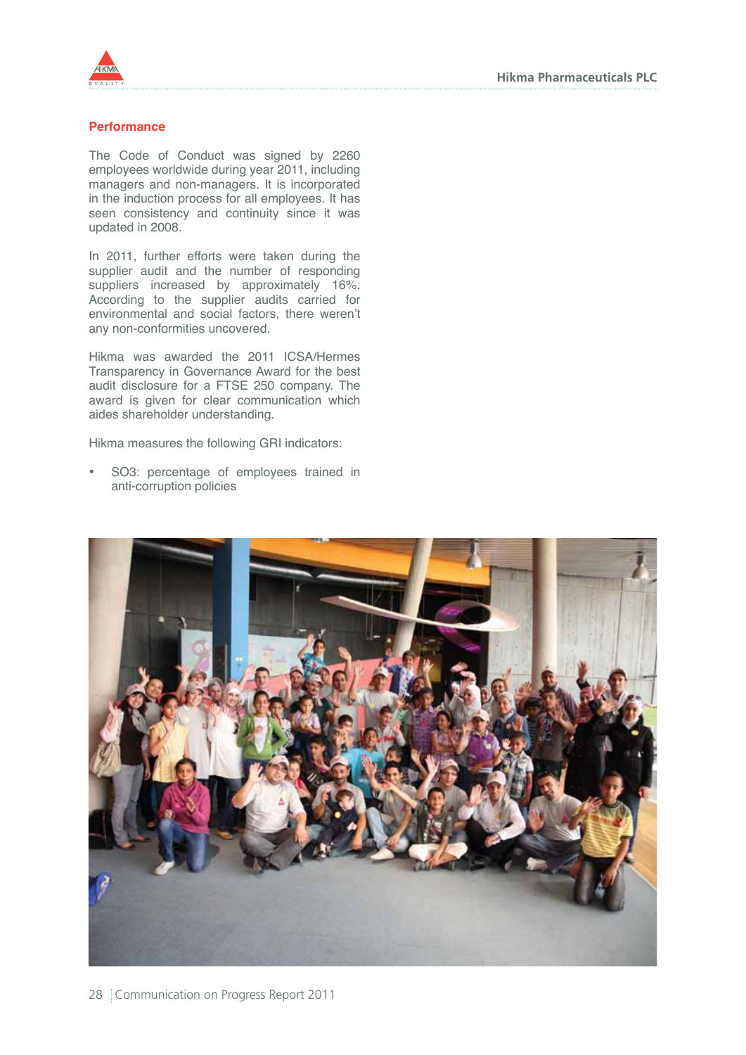## Performance

The Code of Conduct was signed by 2260 employees worldwide during year 2011, including managers and non-managers. It is incorporated in the induction process for all employees. It has seen consistency and continuity since it was updated in 2008.

In 2011, further efforts were taken during the supplier audit and the number of responding suppliers increased by approximately 16%. According to the supplier audits carried for environmental and social factors, there weren't any non-conformities uncovered.

Hikma was awarded the 2011 ICSA/Hermes Transparency in Governance Award for the best audit disclosure for a FTSE 250 company. The award is given for clear communication which aides shareholder understanding.

Hikma measures the following GRI indicators:

- SO3: percentage of employees trained in anti-corruption policies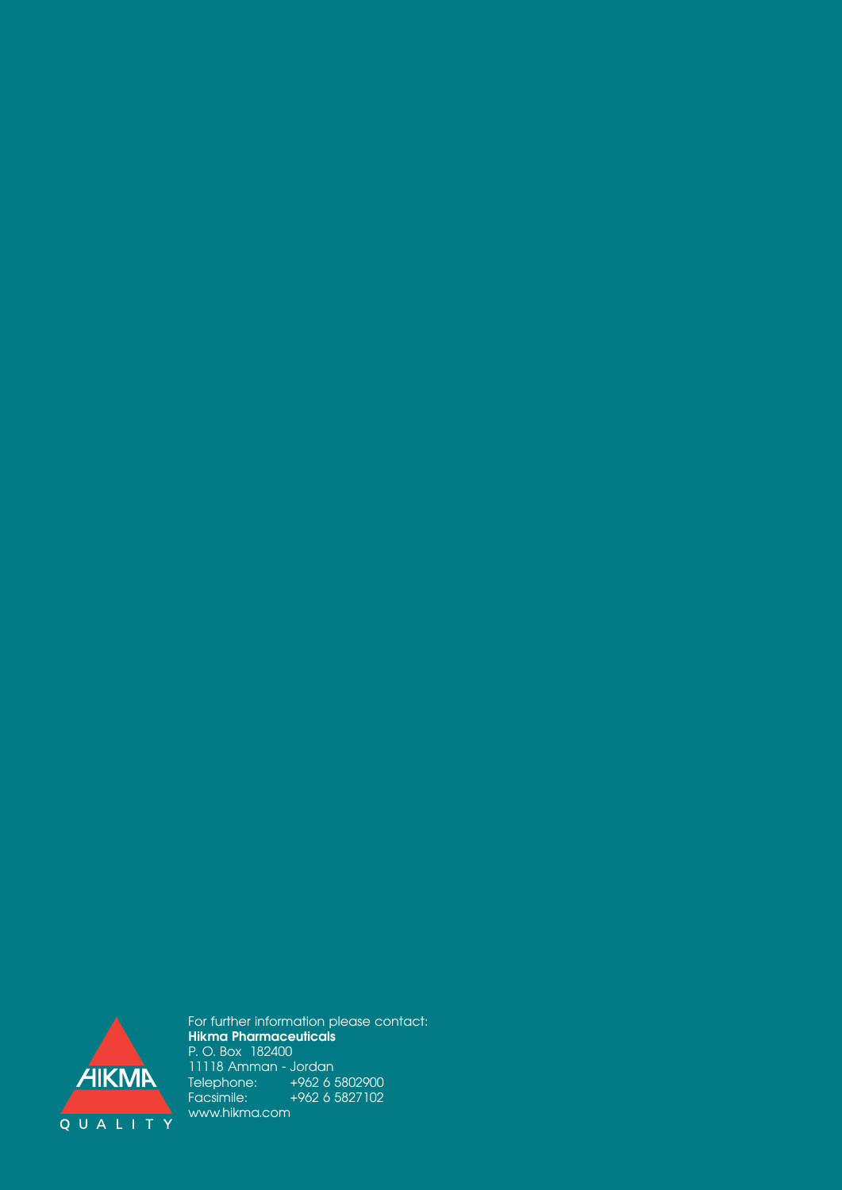HIKMA

QUALITY

For further information please contact:
**Hikma Pharmaceuticals**
P. O. Box 182400
11118 Amman - Jordan
Telephone: +962 6 5802900
Facsimile: +962 6 5827102
www.hikma.com